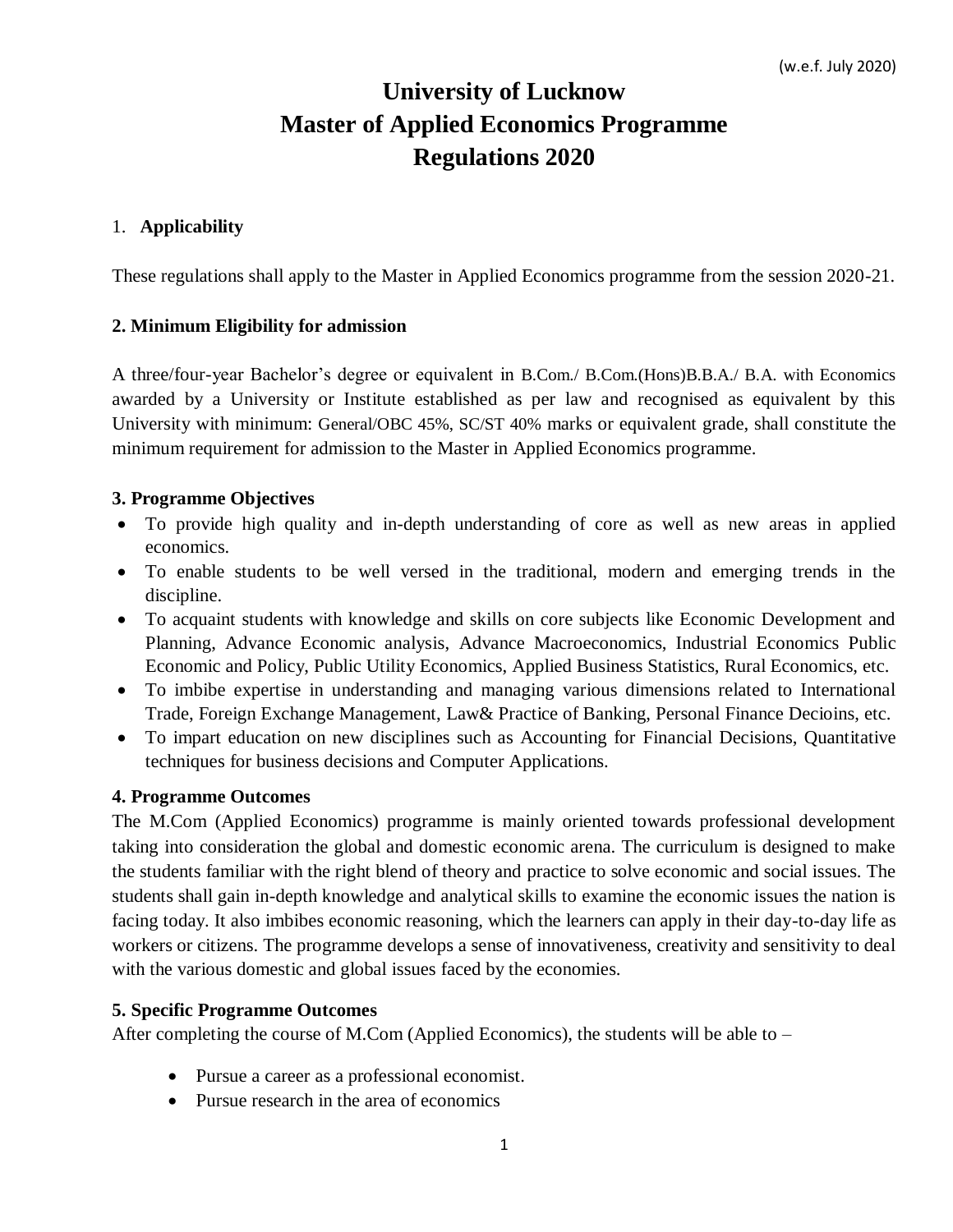(w.e.f. July 2020)

# University of Lucknow
# Master of Applied Economics Programme
# Regulations 2020

## 1. Applicability

These regulations shall apply to the Master in Applied Economics programme from the session 2020-21.

## 2. Minimum Eligibility for admission

A three/four-year Bachelor's degree or equivalent in B.Com./ B.Com.(Hons)B.B.A./ B.A. with Economics awarded by a University or Institute established as per law and recognised as equivalent by this University with minimum: General/OBC 45%, SC/ST 40% marks or equivalent grade, shall constitute the minimum requirement for admission to the Master in Applied Economics programme.

## 3. Programme Objectives

- To provide high quality and in-depth understanding of core as well as new areas in applied economics.
- To enable students to be well versed in the traditional, modern and emerging trends in the discipline.
- To acquaint students with knowledge and skills on core subjects like Economic Development and Planning, Advance Economic analysis, Advance Macroeconomics, Industrial Economics Public Economic and Policy, Public Utility Economics, Applied Business Statistics, Rural Economics, etc.
- To imbibe expertise in understanding and managing various dimensions related to International Trade, Foreign Exchange Management, Law& Practice of Banking, Personal Finance Decioins, etc.
- To impart education on new disciplines such as Accounting for Financial Decisions, Quantitative techniques for business decisions and Computer Applications.

## 4. Programme Outcomes

The M.Com (Applied Economics) programme is mainly oriented towards professional development taking into consideration the global and domestic economic arena. The curriculum is designed to make the students familiar with the right blend of theory and practice to solve economic and social issues. The students shall gain in-depth knowledge and analytical skills to examine the economic issues the nation is facing today. It also imbibes economic reasoning, which the learners can apply in their day-to-day life as workers or citizens. The programme develops a sense of innovativeness, creativity and sensitivity to deal with the various domestic and global issues faced by the economies.

## 5. Specific Programme Outcomes

After completing the course of M.Com (Applied Economics), the students will be able to –

- Pursue a career as a professional economist.
- Pursue research in the area of economics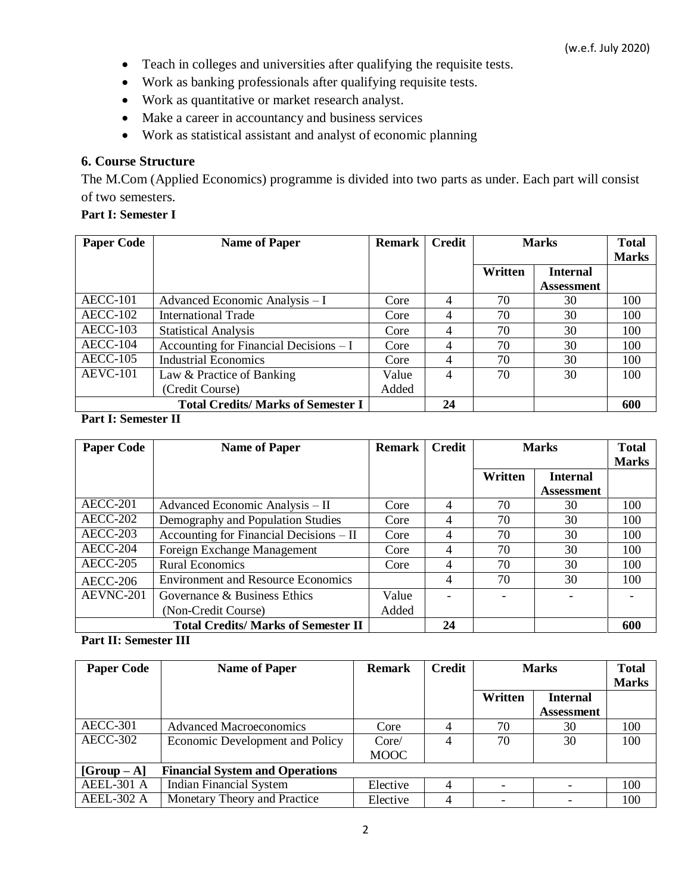- Teach in colleges and universities after qualifying the requisite tests.
- Work as banking professionals after qualifying requisite tests.
- Work as quantitative or market research analyst.
- Make a career in accountancy and business services
- Work as statistical assistant and analyst of economic planning

### 6. Course Structure

The M.Com (Applied Economics) programme is divided into two parts as under. Each part will consist of two semesters.

**Part I: Semester I**

| Paper Code | Name of Paper | Remark | Credit | Marks | | Total Marks |
|---|---|---|---|---|---|---|
| | | | | Written | Internal Assessment | |
| AECC-101 | Advanced Economic Analysis – I | Core | 4 | 70 | 30 | 100 |
| AECC-102 | International Trade | Core | 4 | 70 | 30 | 100 |
| AECC-103 | Statistical Analysis | Core | 4 | 70 | 30 | 100 |
| AECC-104 | Accounting for Financial Decisions – I | Core | 4 | 70 | 30 | 100 |
| AECC-105 | Industrial Economics | Core | 4 | 70 | 30 | 100 |
| AEVC-101 | Law & Practice of Banking (Credit Course) | Value Added | 4 | 70 | 30 | 100 |
| **Total Credits/ Marks of Semester I** | | | **24** | | | **600** |

**Part I: Semester II**

| Paper Code | Name of Paper | Remark | Credit | Marks | | Total Marks |
|---|---|---|---|---|---|---|
| | | | | Written | Internal Assessment | |
| AECC-201 | Advanced Economic Analysis – II | Core | 4 | 70 | 30 | 100 |
| AECC-202 | Demography and Population Studies | Core | 4 | 70 | 30 | 100 |
| AECC-203 | Accounting for Financial Decisions – II | Core | 4 | 70 | 30 | 100 |
| AECC-204 | Foreign Exchange Management | Core | 4 | 70 | 30 | 100 |
| AECC-205 | Rural Economics | Core | 4 | 70 | 30 | 100 |
| AECC-206 | Environment and Resource Economics | | 4 | 70 | 30 | 100 |
| AEVNC-201 | Governance & Business Ethics (Non-Credit Course) | Value Added | - | - | - | - |
| **Total Credits/ Marks of Semester II** | | | **24** | | | **600** |

**Part II: Semester III**

| Paper Code | Name of Paper | Remark | Credit | Marks | | Total Marks |
|---|---|---|---|---|---|---|
| | | | | Written | Internal Assessment | |
| AECC-301 | Advanced Macroeconomics | Core | 4 | 70 | 30 | 100 |
| AECC-302 | Economic Development and Policy | Core/ MOOC | 4 | 70 | 30 | 100 |
| **[Group – A]** | **Financial System and Operations** | | | | | |
| AEEL-301 A | Indian Financial System | Elective | 4 | - | - | 100 |
| AEEL-302 A | Monetary Theory and Practice | Elective | 4 | - | - | 100 |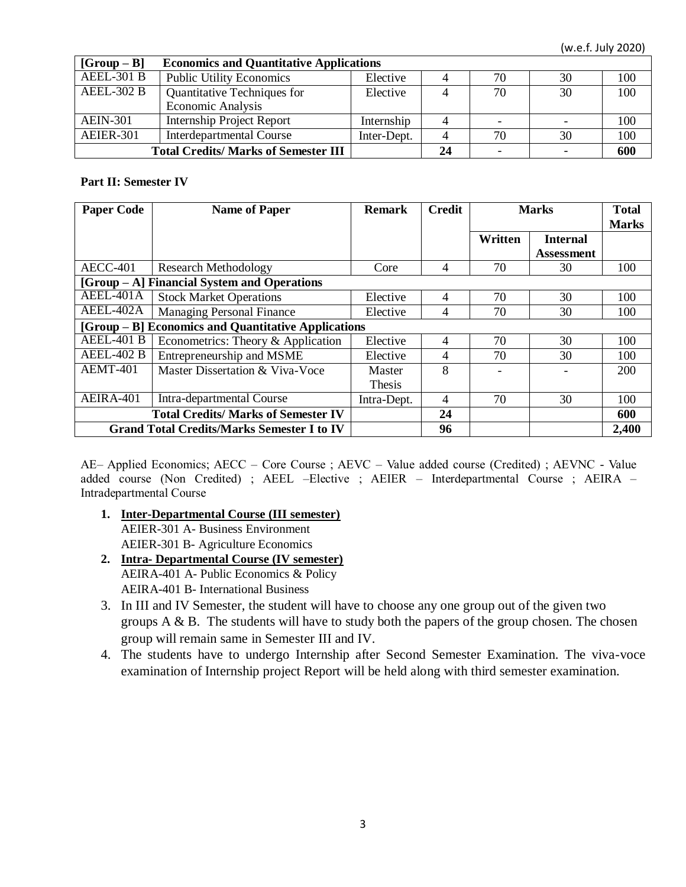(w.e.f. July 2020)

| [Group – B] | Economics and Quantitative Applications | | | | | |
|---|---|---|---|---|---|---|
| AEEL-301 B | Public Utility Economics | Elective | 4 | 70 | 30 | 100 |
| AEEL-302 B | Quantitative Techniques for Economic Analysis | Elective | 4 | 70 | 30 | 100 |
| AEIN-301 | Internship Project Report | Internship | 4 | - | - | 100 |
| AEIER-301 | Interdepartmental Course | Inter-Dept. | 4 | 70 | 30 | 100 |
| **Total Credits/ Marks of Semester III** | | | **24** | - | - | **600** |

**Part II: Semester IV**

| Paper Code | Name of Paper | Remark | Credit | Marks | | Total Marks |
|---|---|---|---|---|---|---|
| | | | | Written | Internal Assessment | |
| AECC-401 | Research Methodology | Core | 4 | 70 | 30 | 100 |
| **[Group – A] Financial System and Operations** | | | | | | |
| AEEL-401A | Stock Market Operations | Elective | 4 | 70 | 30 | 100 |
| AEEL-402A | Managing Personal Finance | Elective | 4 | 70 | 30 | 100 |
| **[Group – B] Economics and Quantitative Applications** | | | | | | |
| AEEL-401 B | Econometrics: Theory & Application | Elective | 4 | 70 | 30 | 100 |
| AEEL-402 B | Entrepreneurship and MSME | Elective | 4 | 70 | 30 | 100 |
| AEMT-401 | Master Dissertation & Viva-Voce | Master Thesis | 8 | - | - | 200 |
| AEIRA-401 | Intra-departmental Course | Intra-Dept. | 4 | 70 | 30 | 100 |
| **Total Credits/ Marks of Semester IV** | | | **24** | | | **600** |
| **Grand Total Credits/Marks Semester I to IV** | | | **96** | | | **2,400** |

AE– Applied Economics; AECC – Core Course ; AEVC – Value added course (Credited) ; AEVNC - Value added course (Non Credited) ; AEEL –Elective ; AEIER – Interdepartmental Course ; AEIRA – Intradepartmental Course

1. **Inter-Departmental Course (III semester)**
   AEIER-301 A- Business Environment
   AEIER-301 B- Agriculture Economics
2. **Intra- Departmental Course (IV semester)**
   AEIRA-401 A- Public Economics & Policy
   AEIRA-401 B- International Business
3. In III and IV Semester, the student will have to choose any one group out of the given two groups A & B. The students will have to study both the papers of the group chosen. The chosen group will remain same in Semester III and IV.
4. The students have to undergo Internship after Second Semester Examination. The viva-voce examination of Internship project Report will be held along with third semester examination.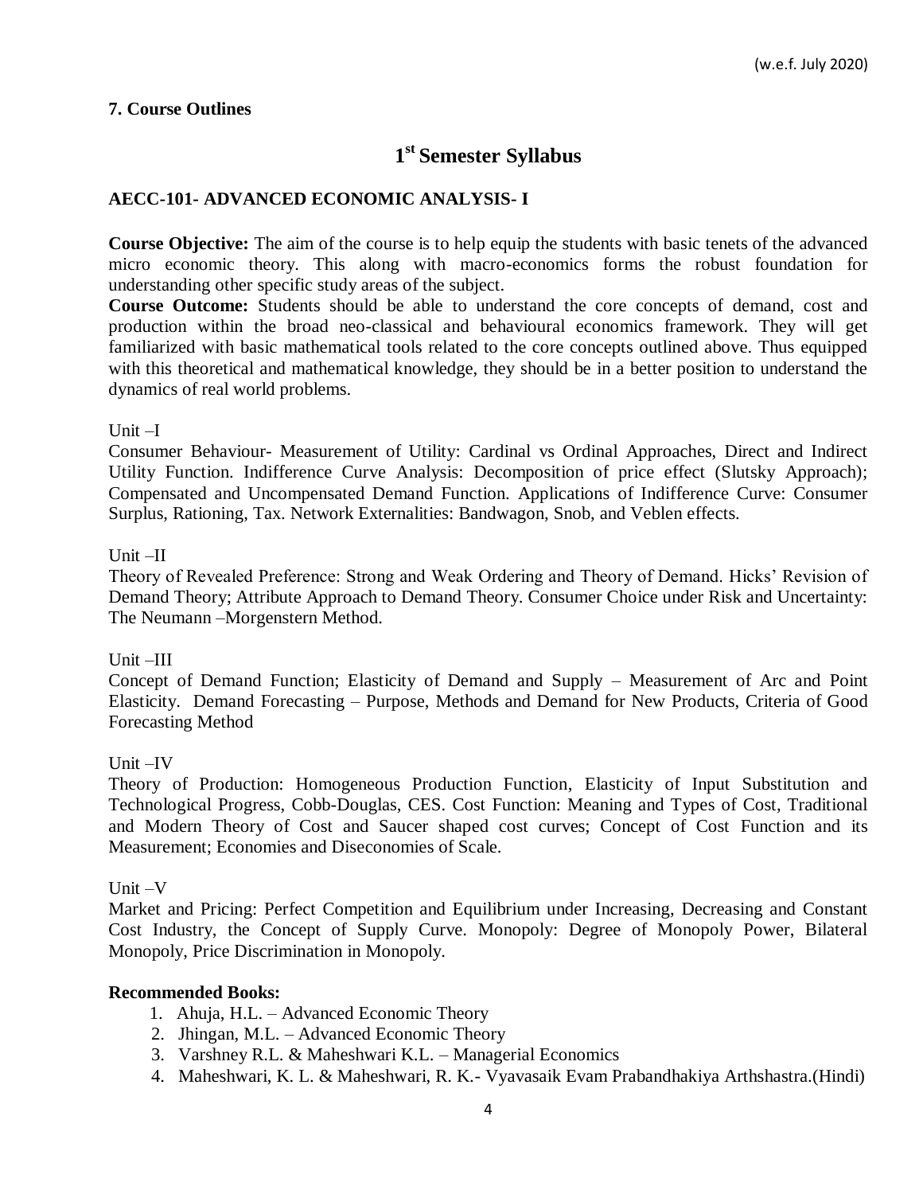(w.e.f. July 2020)

**7. Course Outlines**

# 1st Semester Syllabus

## AECC-101- ADVANCED ECONOMIC ANALYSIS- I

**Course Objective:** The aim of the course is to help equip the students with basic tenets of the advanced micro economic theory. This along with macro-economics forms the robust foundation for understanding other specific study areas of the subject.

**Course Outcome:** Students should be able to understand the core concepts of demand, cost and production within the broad neo-classical and behavioural economics framework. They will get familiarized with basic mathematical tools related to the core concepts outlined above. Thus equipped with this theoretical and mathematical knowledge, they should be in a better position to understand the dynamics of real world problems.

Unit –I

Consumer Behaviour- Measurement of Utility: Cardinal vs Ordinal Approaches, Direct and Indirect Utility Function. Indifference Curve Analysis: Decomposition of price effect (Slutsky Approach); Compensated and Uncompensated Demand Function. Applications of Indifference Curve: Consumer Surplus, Rationing, Tax. Network Externalities: Bandwagon, Snob, and Veblen effects.

Unit –II

Theory of Revealed Preference: Strong and Weak Ordering and Theory of Demand. Hicks' Revision of Demand Theory; Attribute Approach to Demand Theory. Consumer Choice under Risk and Uncertainty: The Neumann –Morgenstern Method.

Unit –III

Concept of Demand Function; Elasticity of Demand and Supply – Measurement of Arc and Point Elasticity. Demand Forecasting – Purpose, Methods and Demand for New Products, Criteria of Good Forecasting Method

Unit –IV

Theory of Production: Homogeneous Production Function, Elasticity of Input Substitution and Technological Progress, Cobb-Douglas, CES. Cost Function: Meaning and Types of Cost, Traditional and Modern Theory of Cost and Saucer shaped cost curves; Concept of Cost Function and its Measurement; Economies and Diseconomies of Scale.

Unit –V

Market and Pricing: Perfect Competition and Equilibrium under Increasing, Decreasing and Constant Cost Industry, the Concept of Supply Curve. Monopoly: Degree of Monopoly Power, Bilateral Monopoly, Price Discrimination in Monopoly.

**Recommended Books:**

1. Ahuja, H.L. – Advanced Economic Theory
2. Jhingan, M.L. – Advanced Economic Theory
3. Varshney R.L. & Maheshwari K.L. – Managerial Economics
4. Maheshwari, K. L. & Maheshwari, R. K.- Vyavasaik Evam Prabandhakiya Arthshastra.(Hindi)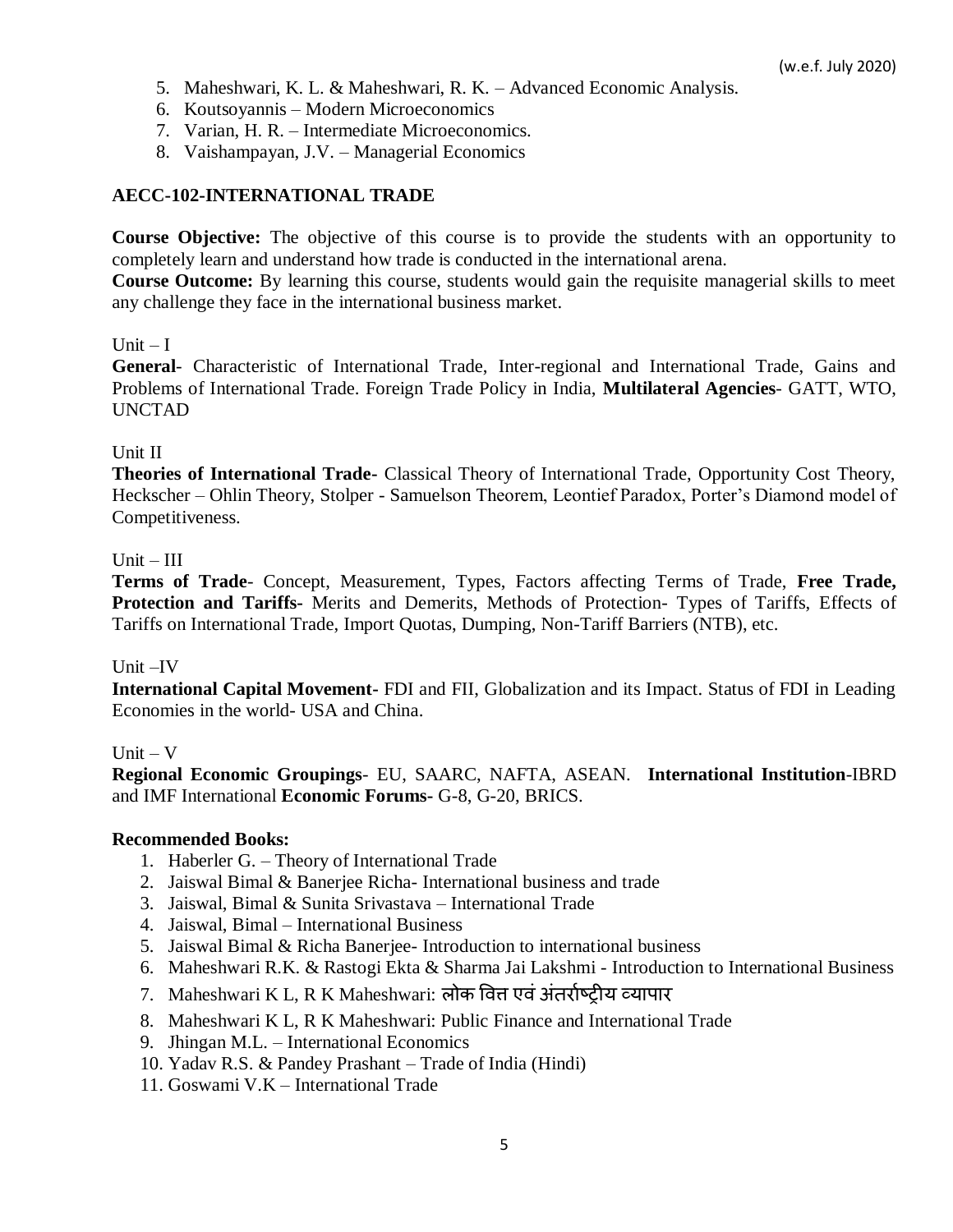5. Maheshwari, K. L. & Maheshwari, R. K. – Advanced Economic Analysis.
6. Koutsoyannis – Modern Microeconomics
7. Varian, H. R. – Intermediate Microeconomics.
8. Vaishampayan, J.V. – Managerial Economics

## AECC-102-INTERNATIONAL TRADE

**Course Objective:** The objective of this course is to provide the students with an opportunity to completely learn and understand how trade is conducted in the international arena.

**Course Outcome:** By learning this course, students would gain the requisite managerial skills to meet any challenge they face in the international business market.

Unit – I

**General**- Characteristic of International Trade, Inter-regional and International Trade, Gains and Problems of International Trade. Foreign Trade Policy in India, **Multilateral Agencies**- GATT, WTO, UNCTAD

Unit II

**Theories of International Trade-** Classical Theory of International Trade, Opportunity Cost Theory, Heckscher – Ohlin Theory, Stolper - Samuelson Theorem, Leontief Paradox, Porter's Diamond model of Competitiveness.

Unit – III

**Terms of Trade**- Concept, Measurement, Types, Factors affecting Terms of Trade, **Free Trade, Protection and Tariffs-** Merits and Demerits, Methods of Protection- Types of Tariffs, Effects of Tariffs on International Trade, Import Quotas, Dumping, Non-Tariff Barriers (NTB), etc.

Unit –IV

**International Capital Movement-** FDI and FII, Globalization and its Impact. Status of FDI in Leading Economies in the world- USA and China.

Unit – V

**Regional Economic Groupings**- EU, SAARC, NAFTA, ASEAN. **International Institution**-IBRD and IMF International **Economic Forums-** G-8, G-20, BRICS.

**Recommended Books:**

1. Haberler G. – Theory of International Trade
2. Jaiswal Bimal & Banerjee Richa- International business and trade
3. Jaiswal, Bimal & Sunita Srivastava – International Trade
4. Jaiswal, Bimal – International Business
5. Jaiswal Bimal & Richa Banerjee- Introduction to international business
6. Maheshwari R.K. & Rastogi Ekta & Sharma Jai Lakshmi - Introduction to International Business
7. Maheshwari K L, R K Maheshwari: लोक वित्त एवं अंतर्राष्ट्रीय व्यापार
8. Maheshwari K L, R K Maheshwari: Public Finance and International Trade
9. Jhingan M.L. – International Economics
10. Yadav R.S. & Pandey Prashant – Trade of India (Hindi)
11. Goswami V.K – International Trade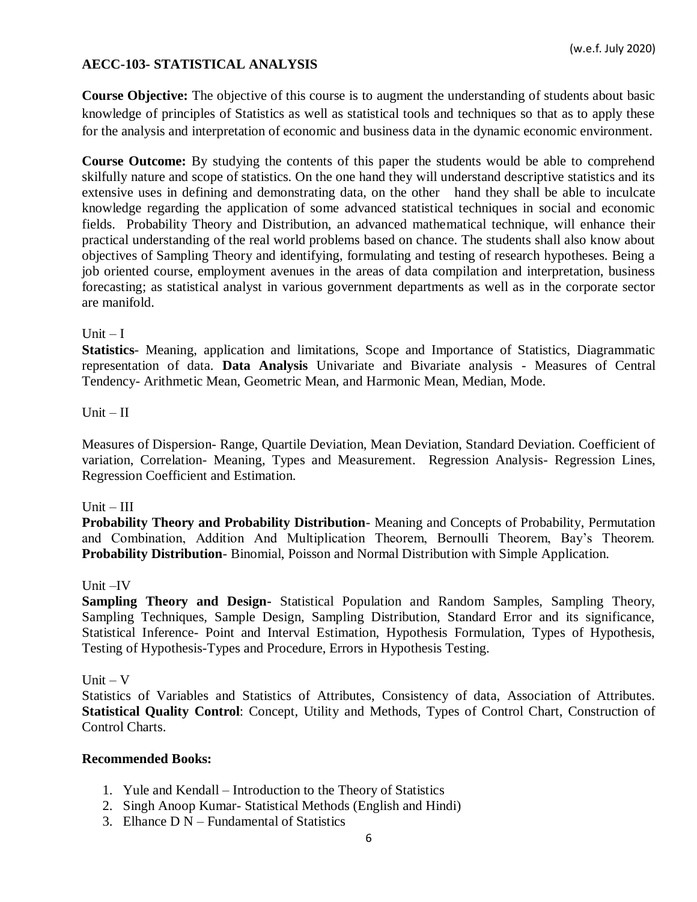(w.e.f. July 2020)

## AECC-103- STATISTICAL ANALYSIS

**Course Objective:** The objective of this course is to augment the understanding of students about basic knowledge of principles of Statistics as well as statistical tools and techniques so that as to apply these for the analysis and interpretation of economic and business data in the dynamic economic environment.

**Course Outcome:** By studying the contents of this paper the students would be able to comprehend skilfully nature and scope of statistics. On the one hand they will understand descriptive statistics and its extensive uses in defining and demonstrating data, on the other hand they shall be able to inculcate knowledge regarding the application of some advanced statistical techniques in social and economic fields. Probability Theory and Distribution, an advanced mathematical technique, will enhance their practical understanding of the real world problems based on chance. The students shall also know about objectives of Sampling Theory and identifying, formulating and testing of research hypotheses. Being a job oriented course, employment avenues in the areas of data compilation and interpretation, business forecasting; as statistical analyst in various government departments as well as in the corporate sector are manifold.

Unit – I

**Statistics**- Meaning, application and limitations, Scope and Importance of Statistics, Diagrammatic representation of data. **Data Analysis** Univariate and Bivariate analysis - Measures of Central Tendency- Arithmetic Mean, Geometric Mean, and Harmonic Mean, Median, Mode.

Unit – II

Measures of Dispersion- Range, Quartile Deviation, Mean Deviation, Standard Deviation. Coefficient of variation, Correlation- Meaning, Types and Measurement. Regression Analysis- Regression Lines, Regression Coefficient and Estimation.

Unit – III

**Probability Theory and Probability Distribution**- Meaning and Concepts of Probability, Permutation and Combination, Addition And Multiplication Theorem, Bernoulli Theorem, Bay's Theorem. **Probability Distribution**- Binomial, Poisson and Normal Distribution with Simple Application.

Unit –IV

**Sampling Theory and Design**- Statistical Population and Random Samples, Sampling Theory, Sampling Techniques, Sample Design, Sampling Distribution, Standard Error and its significance, Statistical Inference- Point and Interval Estimation, Hypothesis Formulation, Types of Hypothesis, Testing of Hypothesis-Types and Procedure, Errors in Hypothesis Testing.

Unit – V

Statistics of Variables and Statistics of Attributes, Consistency of data, Association of Attributes. **Statistical Quality Control**: Concept, Utility and Methods, Types of Control Chart, Construction of Control Charts.

**Recommended Books:**

1. Yule and Kendall – Introduction to the Theory of Statistics
2. Singh Anoop Kumar- Statistical Methods (English and Hindi)
3. Elhance D N – Fundamental of Statistics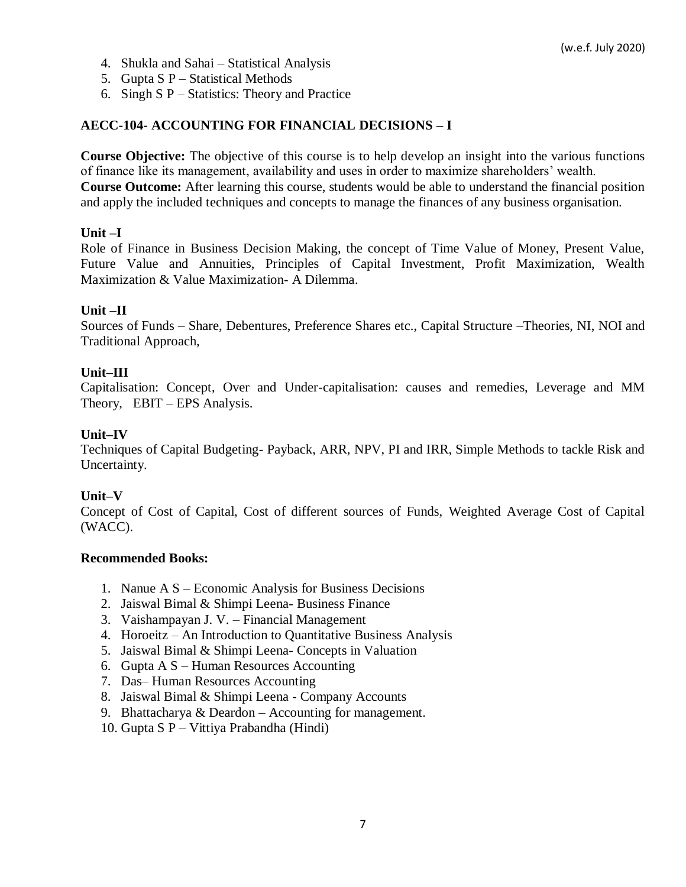4. Shukla and Sahai – Statistical Analysis
5. Gupta S P – Statistical Methods
6. Singh S P – Statistics: Theory and Practice

## AECC-104- ACCOUNTING FOR FINANCIAL DECISIONS – I

**Course Objective:** The objective of this course is to help develop an insight into the various functions of finance like its management, availability and uses in order to maximize shareholders' wealth.
**Course Outcome:** After learning this course, students would be able to understand the financial position and apply the included techniques and concepts to manage the finances of any business organisation.

**Unit –I**
Role of Finance in Business Decision Making, the concept of Time Value of Money, Present Value, Future Value and Annuities, Principles of Capital Investment, Profit Maximization, Wealth Maximization & Value Maximization- A Dilemma.

**Unit –II**
Sources of Funds – Share, Debentures, Preference Shares etc., Capital Structure –Theories, NI, NOI and Traditional Approach,

**Unit–III**
Capitalisation: Concept, Over and Under-capitalisation: causes and remedies, Leverage and MM Theory, EBIT – EPS Analysis.

**Unit–IV**
Techniques of Capital Budgeting- Payback, ARR, NPV, PI and IRR, Simple Methods to tackle Risk and Uncertainty.

**Unit–V**
Concept of Cost of Capital, Cost of different sources of Funds, Weighted Average Cost of Capital (WACC).

**Recommended Books:**

1. Nanue A S – Economic Analysis for Business Decisions
2. Jaiswal Bimal & Shimpi Leena- Business Finance
3. Vaishampayan J. V. – Financial Management
4. Horoeitz – An Introduction to Quantitative Business Analysis
5. Jaiswal Bimal & Shimpi Leena- Concepts in Valuation
6. Gupta A S – Human Resources Accounting
7. Das– Human Resources Accounting
8. Jaiswal Bimal & Shimpi Leena - Company Accounts
9. Bhattacharya & Deardon – Accounting for management.
10. Gupta S P – Vittiya Prabandha (Hindi)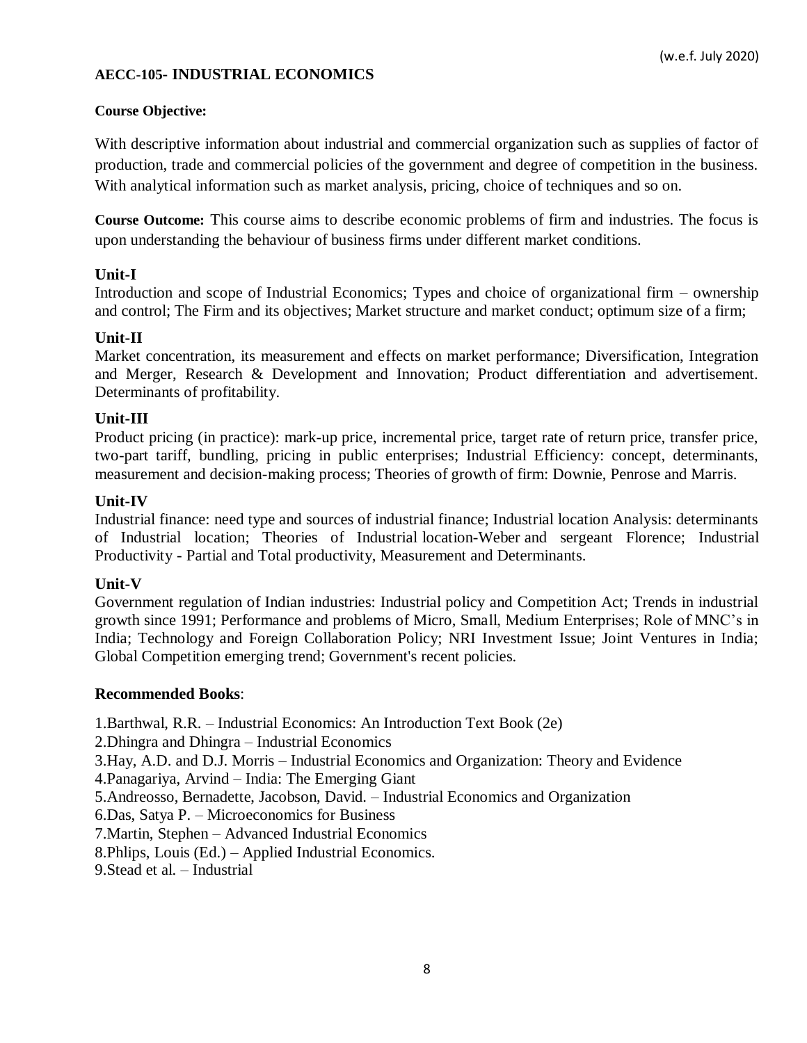(w.e.f. July 2020)

## AECC-105- INDUSTRIAL ECONOMICS

**Course Objective:**

With descriptive information about industrial and commercial organization such as supplies of factor of production, trade and commercial policies of the government and degree of competition in the business. With analytical information such as market analysis, pricing, choice of techniques and so on.

**Course Outcome:** This course aims to describe economic problems of firm and industries. The focus is upon understanding the behaviour of business firms under different market conditions.

### Unit-I

Introduction and scope of Industrial Economics; Types and choice of organizational firm – ownership and control; The Firm and its objectives; Market structure and market conduct; optimum size of a firm;

### Unit-II

Market concentration, its measurement and effects on market performance; Diversification, Integration and Merger, Research & Development and Innovation; Product differentiation and advertisement. Determinants of profitability.

### Unit-III

Product pricing (in practice): mark-up price, incremental price, target rate of return price, transfer price, two-part tariff, bundling, pricing in public enterprises; Industrial Efficiency: concept, determinants, measurement and decision-making process; Theories of growth of firm: Downie, Penrose and Marris.

### Unit-IV

Industrial finance: need type and sources of industrial finance; Industrial location Analysis: determinants of Industrial location; Theories of Industrial location-Weber and sergeant Florence; Industrial Productivity - Partial and Total productivity, Measurement and Determinants.

### Unit-V

Government regulation of Indian industries: Industrial policy and Competition Act; Trends in industrial growth since 1991; Performance and problems of Micro, Small, Medium Enterprises; Role of MNC's in India; Technology and Foreign Collaboration Policy; NRI Investment Issue; Joint Ventures in India; Global Competition emerging trend; Government's recent policies.

### Recommended Books:

1. Barthwal, R.R. – Industrial Economics: An Introduction Text Book (2e)
2. Dhingra and Dhingra – Industrial Economics
3. Hay, A.D. and D.J. Morris – Industrial Economics and Organization: Theory and Evidence
4. Panagariya, Arvind – India: The Emerging Giant
5. Andreosso, Bernadette, Jacobson, David. – Industrial Economics and Organization
6. Das, Satya P. – Microeconomics for Business
7. Martin, Stephen – Advanced Industrial Economics
8. Phlips, Louis (Ed.) – Applied Industrial Economics.
9. Stead et al. – Industrial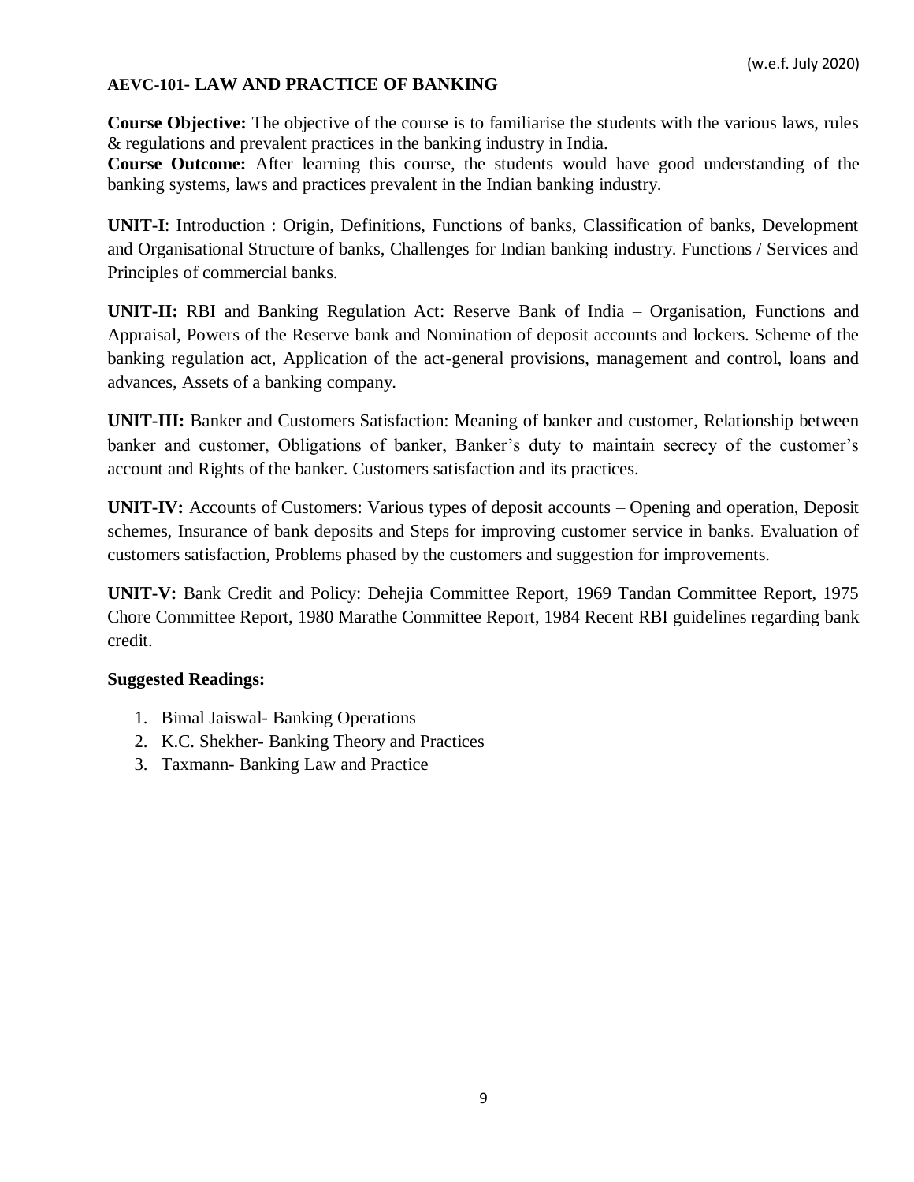(w.e.f. July 2020)

**AEVC-101- LAW AND PRACTICE OF BANKING**

**Course Objective:** The objective of the course is to familiarise the students with the various laws, rules & regulations and prevalent practices in the banking industry in India.

**Course Outcome:** After learning this course, the students would have good understanding of the banking systems, laws and practices prevalent in the Indian banking industry.

**UNIT-I**: Introduction : Origin, Definitions, Functions of banks, Classification of banks, Development and Organisational Structure of banks, Challenges for Indian banking industry. Functions / Services and Principles of commercial banks.

**UNIT-II:** RBI and Banking Regulation Act: Reserve Bank of India – Organisation, Functions and Appraisal, Powers of the Reserve bank and Nomination of deposit accounts and lockers. Scheme of the banking regulation act, Application of the act-general provisions, management and control, loans and advances, Assets of a banking company.

**UNIT-III:** Banker and Customers Satisfaction: Meaning of banker and customer, Relationship between banker and customer, Obligations of banker, Banker's duty to maintain secrecy of the customer's account and Rights of the banker. Customers satisfaction and its practices.

**UNIT-IV:** Accounts of Customers: Various types of deposit accounts – Opening and operation, Deposit schemes, Insurance of bank deposits and Steps for improving customer service in banks. Evaluation of customers satisfaction, Problems phased by the customers and suggestion for improvements.

**UNIT-V:** Bank Credit and Policy: Dehejia Committee Report, 1969 Tandan Committee Report, 1975 Chore Committee Report, 1980 Marathe Committee Report, 1984 Recent RBI guidelines regarding bank credit.

**Suggested Readings:**

1. Bimal Jaiswal- Banking Operations
2. K.C. Shekher- Banking Theory and Practices
3. Taxmann- Banking Law and Practice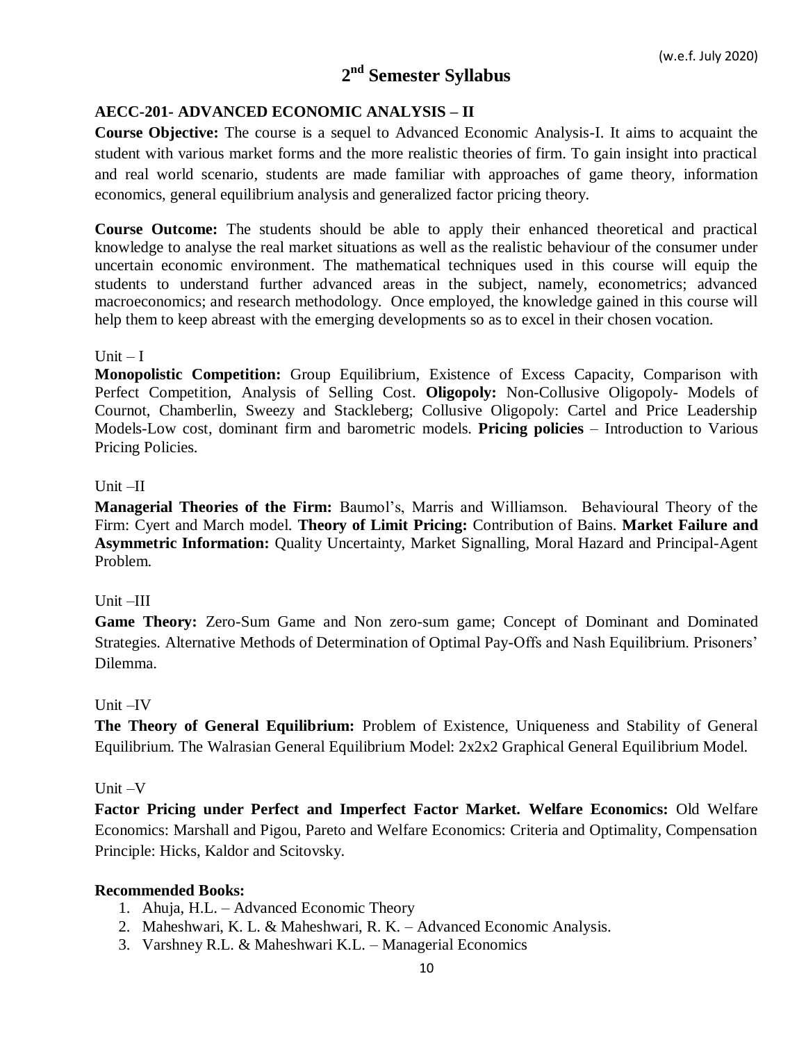(w.e.f. July 2020)

# 2nd Semester Syllabus

## AECC-201- ADVANCED ECONOMIC ANALYSIS – II

**Course Objective:** The course is a sequel to Advanced Economic Analysis-I. It aims to acquaint the student with various market forms and the more realistic theories of firm. To gain insight into practical and real world scenario, students are made familiar with approaches of game theory, information economics, general equilibrium analysis and generalized factor pricing theory.

**Course Outcome:** The students should be able to apply their enhanced theoretical and practical knowledge to analyse the real market situations as well as the realistic behaviour of the consumer under uncertain economic environment. The mathematical techniques used in this course will equip the students to understand further advanced areas in the subject, namely, econometrics; advanced macroeconomics; and research methodology. Once employed, the knowledge gained in this course will help them to keep abreast with the emerging developments so as to excel in their chosen vocation.

Unit – I

**Monopolistic Competition:** Group Equilibrium, Existence of Excess Capacity, Comparison with Perfect Competition, Analysis of Selling Cost. **Oligopoly:** Non-Collusive Oligopoly- Models of Cournot, Chamberlin, Sweezy and Stackleberg; Collusive Oligopoly: Cartel and Price Leadership Models-Low cost, dominant firm and barometric models. **Pricing policies** – Introduction to Various Pricing Policies.

Unit –II

**Managerial Theories of the Firm:** Baumol's, Marris and Williamson. Behavioural Theory of the Firm: Cyert and March model. **Theory of Limit Pricing:** Contribution of Bains. **Market Failure and Asymmetric Information:** Quality Uncertainty, Market Signalling, Moral Hazard and Principal-Agent Problem.

Unit –III

**Game Theory:** Zero-Sum Game and Non zero-sum game; Concept of Dominant and Dominated Strategies. Alternative Methods of Determination of Optimal Pay-Offs and Nash Equilibrium. Prisoners' Dilemma.

Unit –IV

**The Theory of General Equilibrium:** Problem of Existence, Uniqueness and Stability of General Equilibrium. The Walrasian General Equilibrium Model: 2x2x2 Graphical General Equilibrium Model.

Unit –V

**Factor Pricing under Perfect and Imperfect Factor Market. Welfare Economics:** Old Welfare Economics: Marshall and Pigou, Pareto and Welfare Economics: Criteria and Optimality, Compensation Principle: Hicks, Kaldor and Scitovsky.

**Recommended Books:**

1. Ahuja, H.L. – Advanced Economic Theory
2. Maheshwari, K. L. & Maheshwari, R. K. – Advanced Economic Analysis.
3. Varshney R.L. & Maheshwari K.L. – Managerial Economics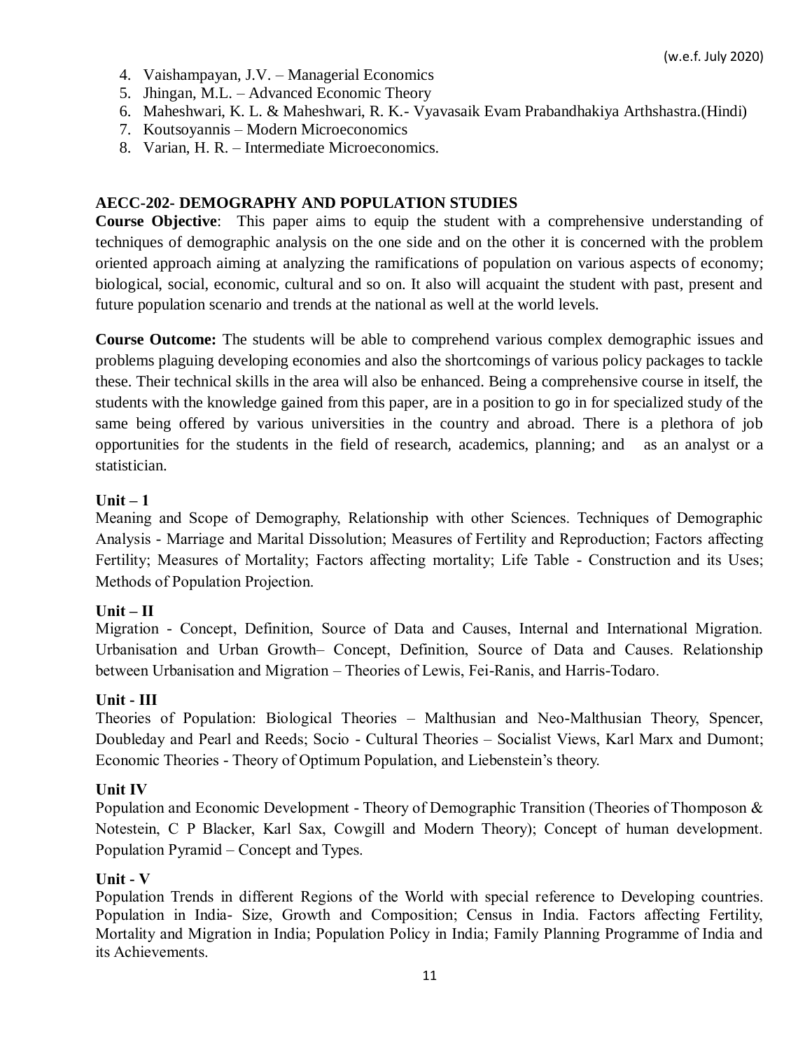4. Vaishampayan, J.V. – Managerial Economics
5. Jhingan, M.L. – Advanced Economic Theory
6. Maheshwari, K. L. & Maheshwari, R. K.- Vyavasaik Evam Prabandhakiya Arthshastra.(Hindi)
7. Koutsoyannis – Modern Microeconomics
8. Varian, H. R. – Intermediate Microeconomics.

## AECC-202- DEMOGRAPHY AND POPULATION STUDIES

**Course Objective**: This paper aims to equip the student with a comprehensive understanding of techniques of demographic analysis on the one side and on the other it is concerned with the problem oriented approach aiming at analyzing the ramifications of population on various aspects of economy; biological, social, economic, cultural and so on. It also will acquaint the student with past, present and future population scenario and trends at the national as well at the world levels.

**Course Outcome:** The students will be able to comprehend various complex demographic issues and problems plaguing developing economies and also the shortcomings of various policy packages to tackle these. Their technical skills in the area will also be enhanced. Being a comprehensive course in itself, the students with the knowledge gained from this paper, are in a position to go in for specialized study of the same being offered by various universities in the country and abroad. There is a plethora of job opportunities for the students in the field of research, academics, planning; and as an analyst or a statistician.

**Unit – 1**

Meaning and Scope of Demography, Relationship with other Sciences. Techniques of Demographic Analysis - Marriage and Marital Dissolution; Measures of Fertility and Reproduction; Factors affecting Fertility; Measures of Mortality; Factors affecting mortality; Life Table - Construction and its Uses; Methods of Population Projection.

**Unit – II**

Migration - Concept, Definition, Source of Data and Causes, Internal and International Migration. Urbanisation and Urban Growth– Concept, Definition, Source of Data and Causes. Relationship between Urbanisation and Migration – Theories of Lewis, Fei-Ranis, and Harris-Todaro.

**Unit - III**

Theories of Population: Biological Theories – Malthusian and Neo-Malthusian Theory, Spencer, Doubleday and Pearl and Reeds; Socio - Cultural Theories – Socialist Views, Karl Marx and Dumont; Economic Theories - Theory of Optimum Population, and Liebenstein's theory.

**Unit IV**

Population and Economic Development - Theory of Demographic Transition (Theories of Thomposon & Notestein, C P Blacker, Karl Sax, Cowgill and Modern Theory); Concept of human development. Population Pyramid – Concept and Types.

**Unit - V**

Population Trends in different Regions of the World with special reference to Developing countries. Population in India- Size, Growth and Composition; Census in India. Factors affecting Fertility, Mortality and Migration in India; Population Policy in India; Family Planning Programme of India and its Achievements.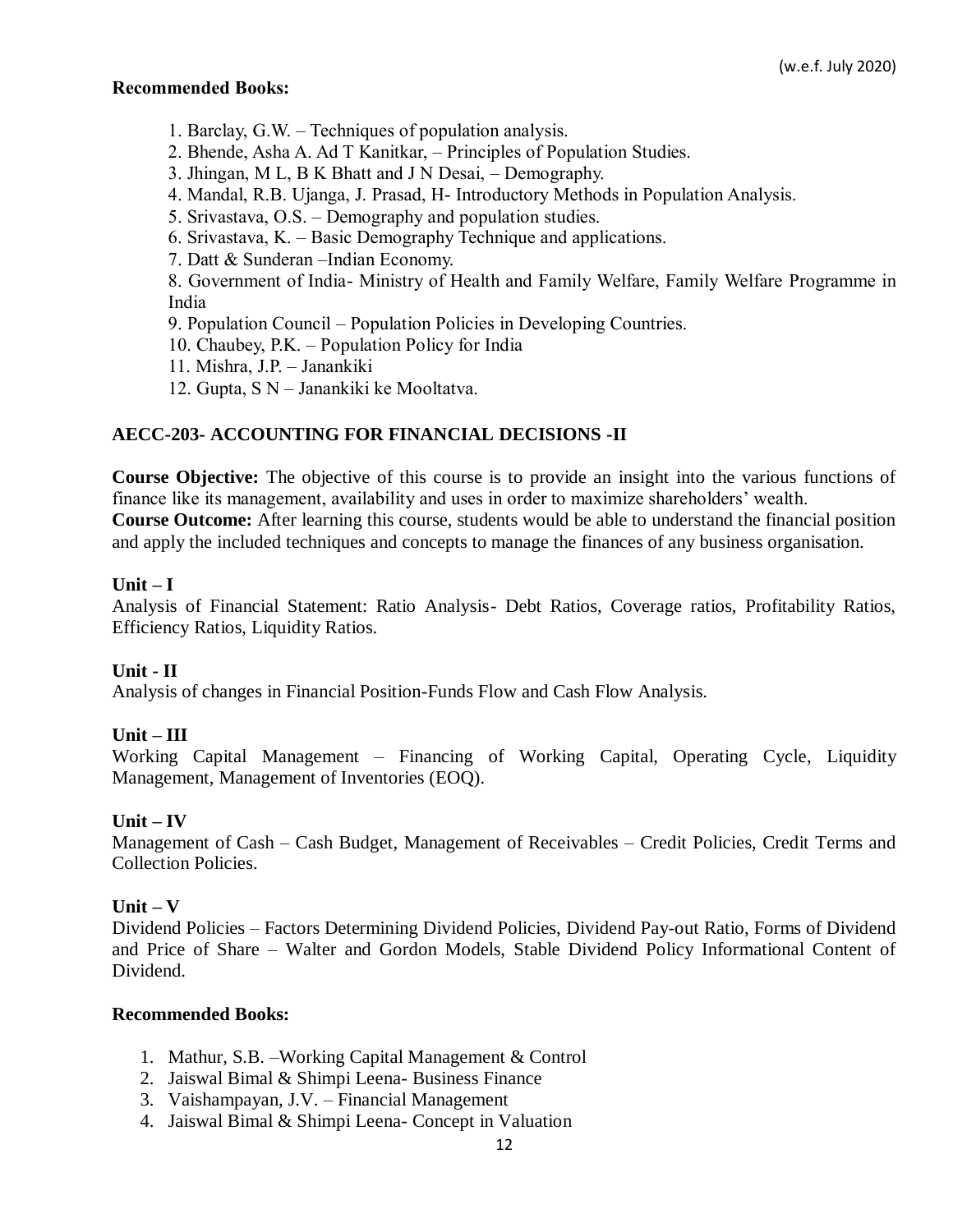**Recommended Books:**

1. Barclay, G.W. – Techniques of population analysis.
2. Bhende, Asha A. Ad T Kanitkar, – Principles of Population Studies.
3. Jhingan, M L, B K Bhatt and J N Desai, – Demography.
4. Mandal, R.B. Ujanga, J. Prasad, H- Introductory Methods in Population Analysis.
5. Srivastava, O.S. – Demography and population studies.
6. Srivastava, K. – Basic Demography Technique and applications.
7. Datt & Sunderan –Indian Economy.
8. Government of India- Ministry of Health and Family Welfare, Family Welfare Programme in India
9. Population Council – Population Policies in Developing Countries.
10. Chaubey, P.K. – Population Policy for India
11. Mishra, J.P. – Janankiki
12. Gupta, S N – Janankiki ke Mooltatva.

## AECC-203- ACCOUNTING FOR FINANCIAL DECISIONS -II

**Course Objective:** The objective of this course is to provide an insight into the various functions of finance like its management, availability and uses in order to maximize shareholders' wealth.

**Course Outcome:** After learning this course, students would be able to understand the financial position and apply the included techniques and concepts to manage the finances of any business organisation.

### Unit – I

Analysis of Financial Statement: Ratio Analysis- Debt Ratios, Coverage ratios, Profitability Ratios, Efficiency Ratios, Liquidity Ratios.

### Unit - II

Analysis of changes in Financial Position-Funds Flow and Cash Flow Analysis.

### Unit – III

Working Capital Management – Financing of Working Capital, Operating Cycle, Liquidity Management, Management of Inventories (EOQ).

### Unit – IV

Management of Cash – Cash Budget, Management of Receivables – Credit Policies, Credit Terms and Collection Policies.

### Unit – V

Dividend Policies – Factors Determining Dividend Policies, Dividend Pay-out Ratio, Forms of Dividend and Price of Share – Walter and Gordon Models, Stable Dividend Policy Informational Content of Dividend.

**Recommended Books:**

1. Mathur, S.B. –Working Capital Management & Control
2. Jaiswal Bimal & Shimpi Leena- Business Finance
3. Vaishampayan, J.V. – Financial Management
4. Jaiswal Bimal & Shimpi Leena- Concept in Valuation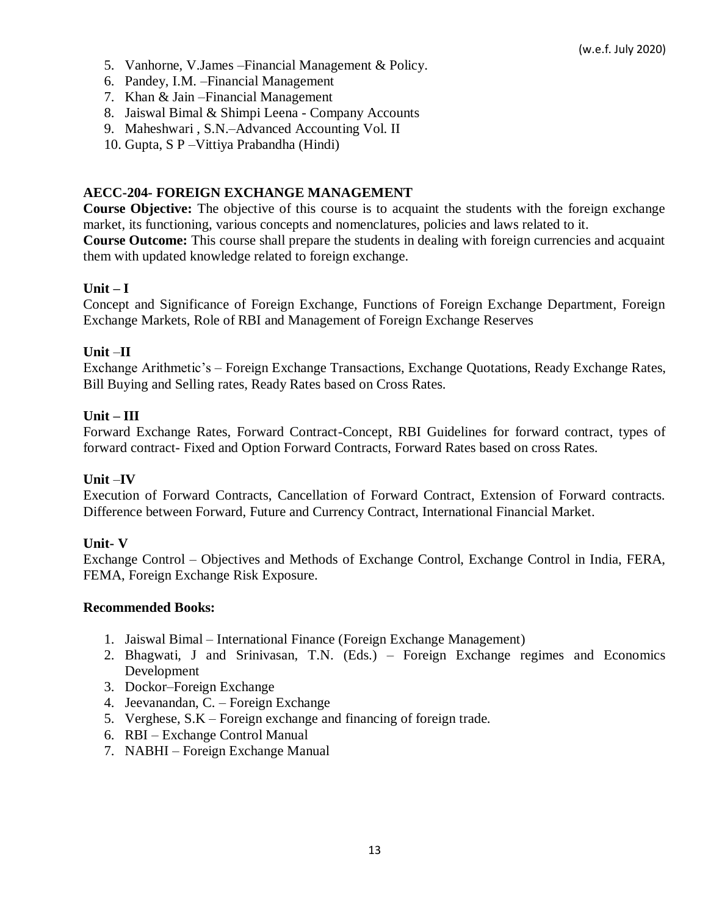5. Vanhorne, V.James –Financial Management & Policy.
6. Pandey, I.M. –Financial Management
7. Khan & Jain –Financial Management
8. Jaiswal Bimal & Shimpi Leena - Company Accounts
9. Maheshwari , S.N.–Advanced Accounting Vol. II
10. Gupta, S P –Vittiya Prabandha (Hindi)

## AECC-204- FOREIGN EXCHANGE MANAGEMENT

**Course Objective:** The objective of this course is to acquaint the students with the foreign exchange market, its functioning, various concepts and nomenclatures, policies and laws related to it.

**Course Outcome:** This course shall prepare the students in dealing with foreign currencies and acquaint them with updated knowledge related to foreign exchange.

### Unit – I

Concept and Significance of Foreign Exchange, Functions of Foreign Exchange Department, Foreign Exchange Markets, Role of RBI and Management of Foreign Exchange Reserves

### Unit –II

Exchange Arithmetic's – Foreign Exchange Transactions, Exchange Quotations, Ready Exchange Rates, Bill Buying and Selling rates, Ready Rates based on Cross Rates.

### Unit – III

Forward Exchange Rates, Forward Contract-Concept, RBI Guidelines for forward contract, types of forward contract- Fixed and Option Forward Contracts, Forward Rates based on cross Rates.

### Unit –IV

Execution of Forward Contracts, Cancellation of Forward Contract, Extension of Forward contracts. Difference between Forward, Future and Currency Contract, International Financial Market.

### Unit- V

Exchange Control – Objectives and Methods of Exchange Control, Exchange Control in India, FERA, FEMA, Foreign Exchange Risk Exposure.

**Recommended Books:**

1. Jaiswal Bimal – International Finance (Foreign Exchange Management)
2. Bhagwati, J and Srinivasan, T.N. (Eds.) – Foreign Exchange regimes and Economics Development
3. Dockor–Foreign Exchange
4. Jeevanandan, C. – Foreign Exchange
5. Verghese, S.K – Foreign exchange and financing of foreign trade.
6. RBI – Exchange Control Manual
7. NABHI – Foreign Exchange Manual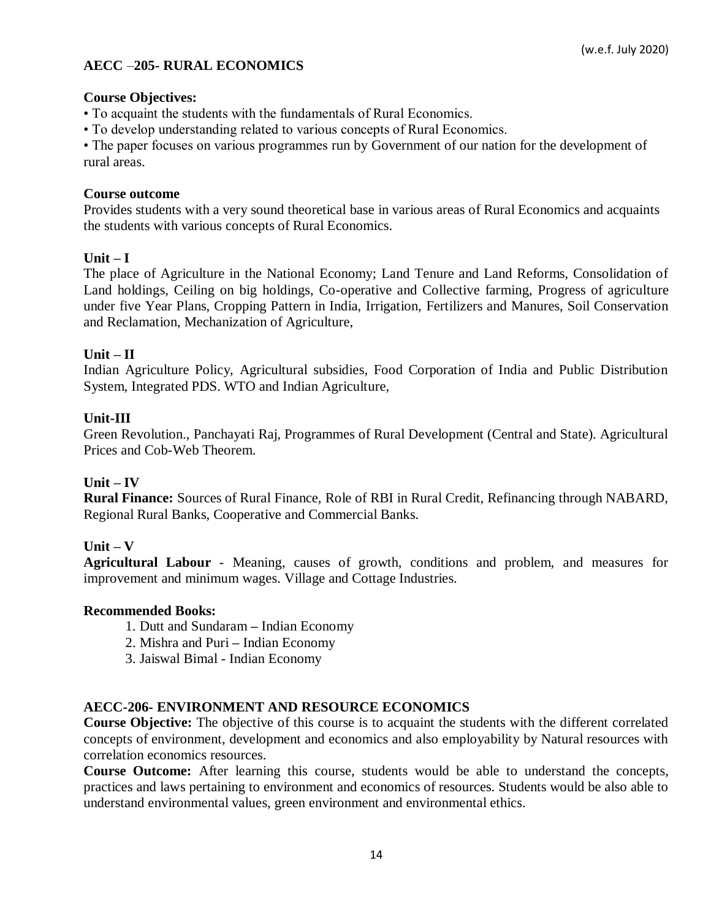(w.e.f. July 2020)

## AECC –205- RURAL ECONOMICS

**Course Objectives:**

- To acquaint the students with the fundamentals of Rural Economics.
- To develop understanding related to various concepts of Rural Economics.
- The paper focuses on various programmes run by Government of our nation for the development of rural areas.

**Course outcome**

Provides students with a very sound theoretical base in various areas of Rural Economics and acquaints the students with various concepts of Rural Economics.

**Unit – I**

The place of Agriculture in the National Economy; Land Tenure and Land Reforms, Consolidation of Land holdings, Ceiling on big holdings, Co-operative and Collective farming, Progress of agriculture under five Year Plans, Cropping Pattern in India, Irrigation, Fertilizers and Manures, Soil Conservation and Reclamation, Mechanization of Agriculture,

**Unit – II**

Indian Agriculture Policy, Agricultural subsidies, Food Corporation of India and Public Distribution System, Integrated PDS. WTO and Indian Agriculture,

**Unit-III**

Green Revolution., Panchayati Raj, Programmes of Rural Development (Central and State). Agricultural Prices and Cob-Web Theorem.

**Unit – IV**

**Rural Finance:** Sources of Rural Finance, Role of RBI in Rural Credit, Refinancing through NABARD, Regional Rural Banks, Cooperative and Commercial Banks.

**Unit – V**

**Agricultural Labour** - Meaning, causes of growth, conditions and problem, and measures for improvement and minimum wages. Village and Cottage Industries.

**Recommended Books:**

1. Dutt and Sundaram – Indian Economy
2. Mishra and Puri – Indian Economy
3. Jaiswal Bimal - Indian Economy

## AECC-206- ENVIRONMENT AND RESOURCE ECONOMICS

**Course Objective:** The objective of this course is to acquaint the students with the different correlated concepts of environment, development and economics and also employability by Natural resources with correlation economics resources.

**Course Outcome:** After learning this course, students would be able to understand the concepts, practices and laws pertaining to environment and economics of resources. Students would be also able to understand environmental values, green environment and environmental ethics.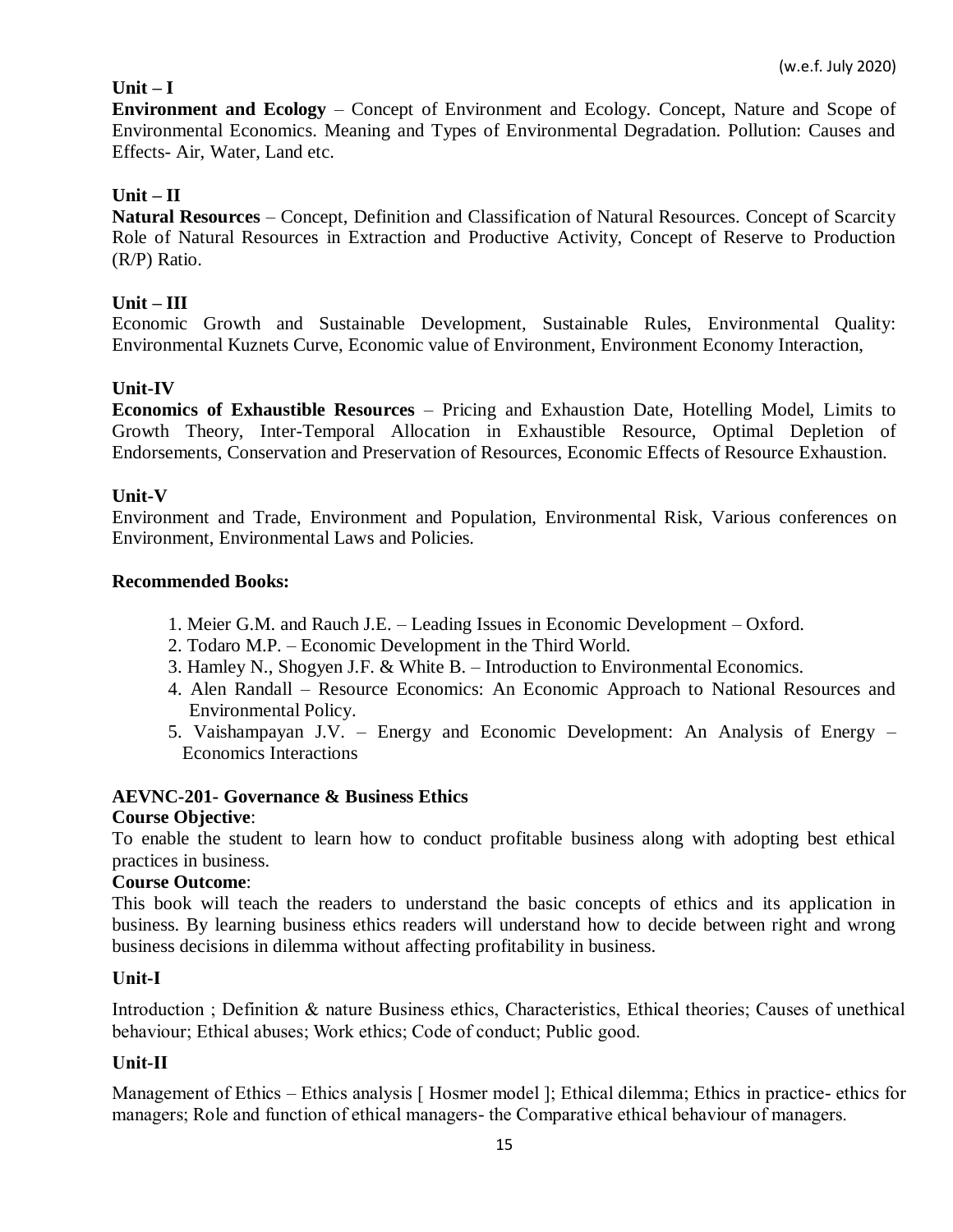(w.e.f. July 2020)

**Unit – I**

**Environment and Ecology** – Concept of Environment and Ecology. Concept, Nature and Scope of Environmental Economics. Meaning and Types of Environmental Degradation. Pollution: Causes and Effects- Air, Water, Land etc.

**Unit – II**

**Natural Resources** – Concept, Definition and Classification of Natural Resources. Concept of Scarcity Role of Natural Resources in Extraction and Productive Activity, Concept of Reserve to Production (R/P) Ratio.

**Unit – III**

Economic Growth and Sustainable Development, Sustainable Rules, Environmental Quality: Environmental Kuznets Curve, Economic value of Environment, Environment Economy Interaction,

**Unit-IV**

**Economics of Exhaustible Resources** – Pricing and Exhaustion Date, Hotelling Model, Limits to Growth Theory, Inter-Temporal Allocation in Exhaustible Resource, Optimal Depletion of Endorsements, Conservation and Preservation of Resources, Economic Effects of Resource Exhaustion.

**Unit-V**

Environment and Trade, Environment and Population, Environmental Risk, Various conferences on Environment, Environmental Laws and Policies.

**Recommended Books:**

1. Meier G.M. and Rauch J.E. – Leading Issues in Economic Development – Oxford.
2. Todaro M.P. – Economic Development in the Third World.
3. Hamley N., Shogyen J.F. & White B. – Introduction to Environmental Economics.
4. Alen Randall – Resource Economics: An Economic Approach to National Resources and Environmental Policy.
5. Vaishampayan J.V. – Energy and Economic Development: An Analysis of Energy – Economics Interactions

**AEVNC-201- Governance & Business Ethics**

**Course Objective**:

To enable the student to learn how to conduct profitable business along with adopting best ethical practices in business.

**Course Outcome**:

This book will teach the readers to understand the basic concepts of ethics and its application in business. By learning business ethics readers will understand how to decide between right and wrong business decisions in dilemma without affecting profitability in business.

**Unit-I**

Introduction ; Definition & nature Business ethics, Characteristics, Ethical theories; Causes of unethical behaviour; Ethical abuses; Work ethics; Code of conduct; Public good.

**Unit-II**

Management of Ethics – Ethics analysis [ Hosmer model ]; Ethical dilemma; Ethics in practice- ethics for managers; Role and function of ethical managers- the Comparative ethical behaviour of managers.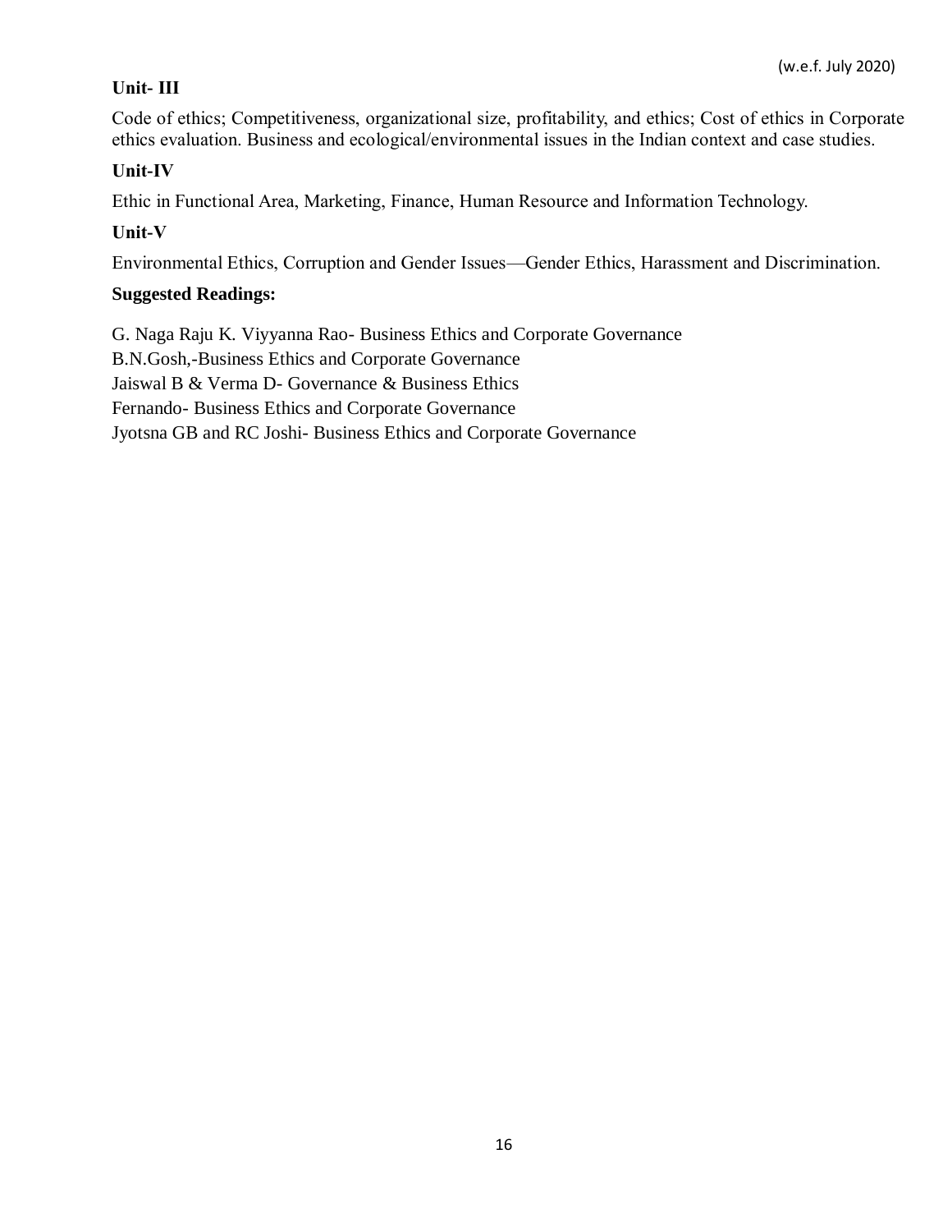**Unit- III**

Code of ethics; Competitiveness, organizational size, profitability, and ethics; Cost of ethics in Corporate ethics evaluation. Business and ecological/environmental issues in the Indian context and case studies.

**Unit-IV**

Ethic in Functional Area, Marketing, Finance, Human Resource and Information Technology.

**Unit-V**

Environmental Ethics, Corruption and Gender Issues—Gender Ethics, Harassment and Discrimination.

**Suggested Readings:**

G. Naga Raju K. Viyyanna Rao- Business Ethics and Corporate Governance
B.N.Gosh,-Business Ethics and Corporate Governance
Jaiswal B & Verma D- Governance & Business Ethics
Fernando- Business Ethics and Corporate Governance
Jyotsna GB and RC Joshi- Business Ethics and Corporate Governance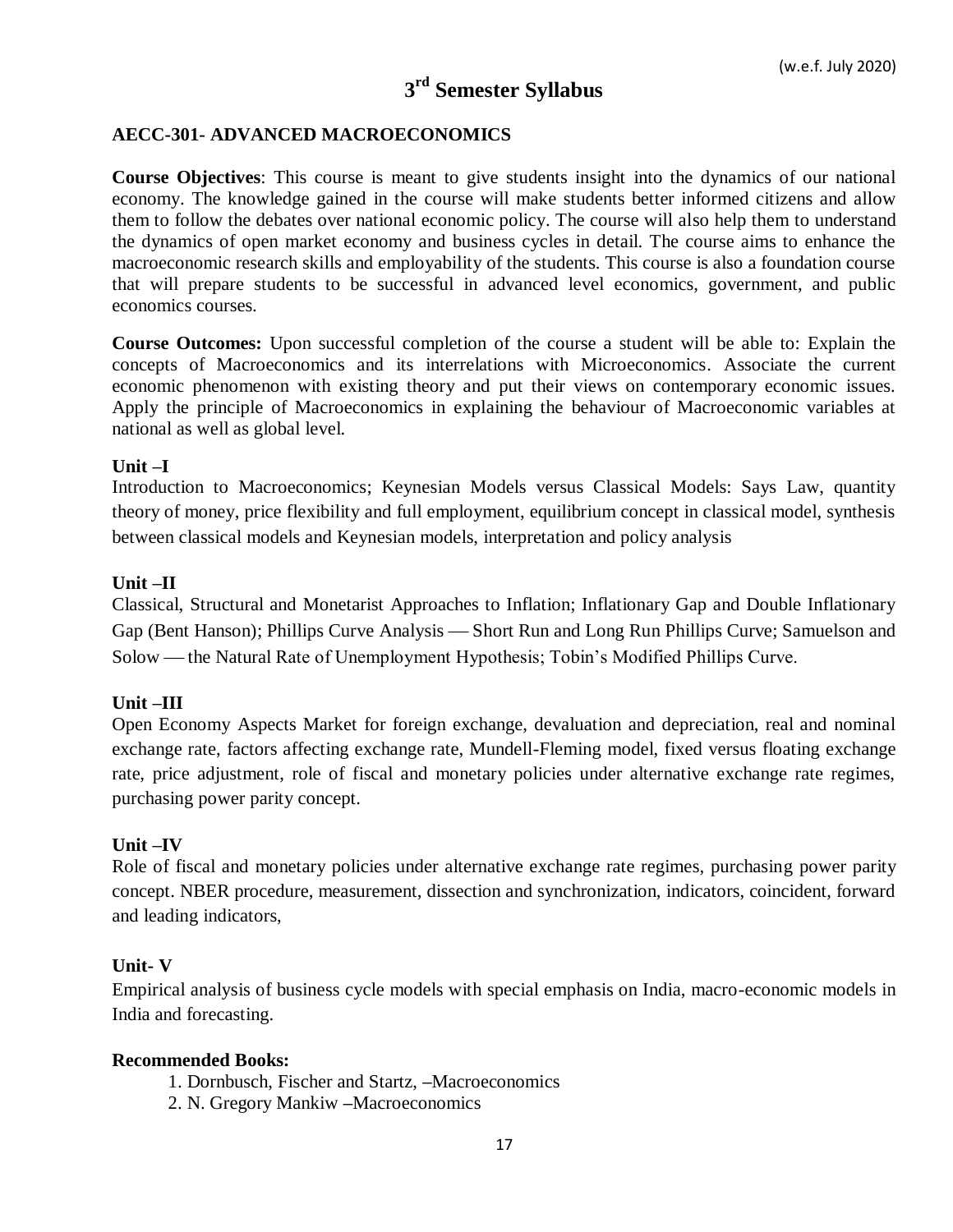(w.e.f. July 2020)

# 3rd Semester Syllabus

## AECC-301- ADVANCED MACROECONOMICS

**Course Objectives**: This course is meant to give students insight into the dynamics of our national economy. The knowledge gained in the course will make students better informed citizens and allow them to follow the debates over national economic policy. The course will also help them to understand the dynamics of open market economy and business cycles in detail. The course aims to enhance the macroeconomic research skills and employability of the students. This course is also a foundation course that will prepare students to be successful in advanced level economics, government, and public economics courses.

**Course Outcomes:** Upon successful completion of the course a student will be able to: Explain the concepts of Macroeconomics and its interrelations with Microeconomics. Associate the current economic phenomenon with existing theory and put their views on contemporary economic issues. Apply the principle of Macroeconomics in explaining the behaviour of Macroeconomic variables at national as well as global level.

**Unit –I**

Introduction to Macroeconomics; Keynesian Models versus Classical Models: Says Law, quantity theory of money, price flexibility and full employment, equilibrium concept in classical model, synthesis between classical models and Keynesian models, interpretation and policy analysis

**Unit –II**

Classical, Structural and Monetarist Approaches to Inflation; Inflationary Gap and Double Inflationary Gap (Bent Hanson); Phillips Curve Analysis — Short Run and Long Run Phillips Curve; Samuelson and Solow — the Natural Rate of Unemployment Hypothesis; Tobin's Modified Phillips Curve.

**Unit –III**

Open Economy Aspects Market for foreign exchange, devaluation and depreciation, real and nominal exchange rate, factors affecting exchange rate, Mundell-Fleming model, fixed versus floating exchange rate, price adjustment, role of fiscal and monetary policies under alternative exchange rate regimes, purchasing power parity concept.

**Unit –IV**

Role of fiscal and monetary policies under alternative exchange rate regimes, purchasing power parity concept. NBER procedure, measurement, dissection and synchronization, indicators, coincident, forward and leading indicators,

**Unit- V**

Empirical analysis of business cycle models with special emphasis on India, macro-economic models in India and forecasting.

**Recommended Books:**

1. Dornbusch, Fischer and Startz, –Macroeconomics
2. N. Gregory Mankiw –Macroeconomics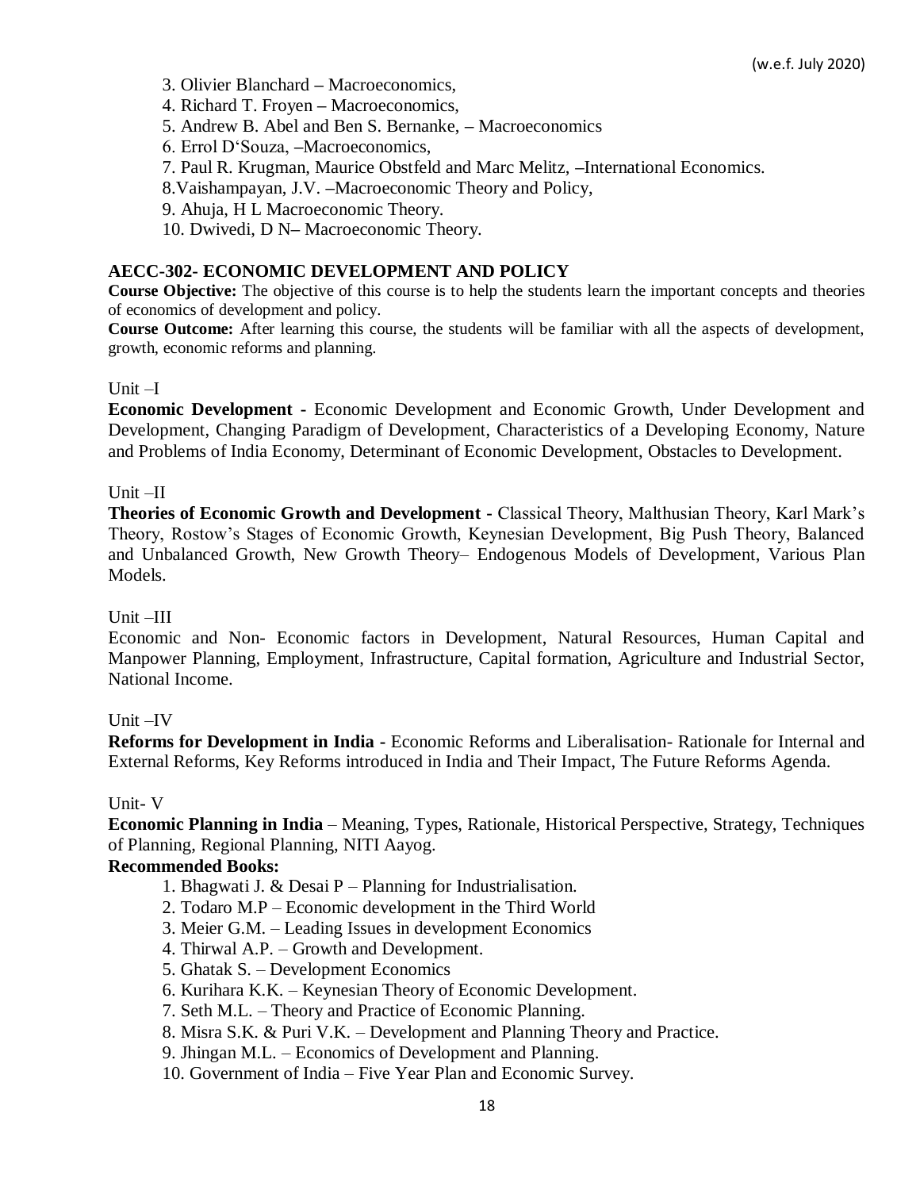3. Olivier Blanchard – Macroeconomics,
4. Richard T. Froyen – Macroeconomics,
5. Andrew B. Abel and Ben S. Bernanke, – Macroeconomics
6. Errol D'Souza, –Macroeconomics,
7. Paul R. Krugman, Maurice Obstfeld and Marc Melitz, –International Economics.
8. Vaishampayan, J.V. –Macroeconomic Theory and Policy,
9. Ahuja, H L Macroeconomic Theory.
10. Dwivedi, D N– Macroeconomic Theory.

### AECC-302- ECONOMIC DEVELOPMENT AND POLICY

**Course Objective:** The objective of this course is to help the students learn the important concepts and theories of economics of development and policy.

**Course Outcome:** After learning this course, the students will be familiar with all the aspects of development, growth, economic reforms and planning.

Unit –I

**Economic Development -** Economic Development and Economic Growth, Under Development and Development, Changing Paradigm of Development, Characteristics of a Developing Economy, Nature and Problems of India Economy, Determinant of Economic Development, Obstacles to Development.

Unit –II

**Theories of Economic Growth and Development -** Classical Theory, Malthusian Theory, Karl Mark's Theory, Rostow's Stages of Economic Growth, Keynesian Development, Big Push Theory, Balanced and Unbalanced Growth, New Growth Theory– Endogenous Models of Development, Various Plan Models.

Unit –III

Economic and Non- Economic factors in Development, Natural Resources, Human Capital and Manpower Planning, Employment, Infrastructure, Capital formation, Agriculture and Industrial Sector, National Income.

Unit –IV

**Reforms for Development in India -** Economic Reforms and Liberalisation- Rationale for Internal and External Reforms, Key Reforms introduced in India and Their Impact, The Future Reforms Agenda.

Unit- V

**Economic Planning in India** – Meaning, Types, Rationale, Historical Perspective, Strategy, Techniques of Planning, Regional Planning, NITI Aayog.

**Recommended Books:**

1. Bhagwati J. & Desai P – Planning for Industrialisation.
2. Todaro M.P – Economic development in the Third World
3. Meier G.M. – Leading Issues in development Economics
4. Thirwal A.P. – Growth and Development.
5. Ghatak S. – Development Economics
6. Kurihara K.K. – Keynesian Theory of Economic Development.
7. Seth M.L. – Theory and Practice of Economic Planning.
8. Misra S.K. & Puri V.K. – Development and Planning Theory and Practice.
9. Jhingan M.L. – Economics of Development and Planning.
10. Government of India – Five Year Plan and Economic Survey.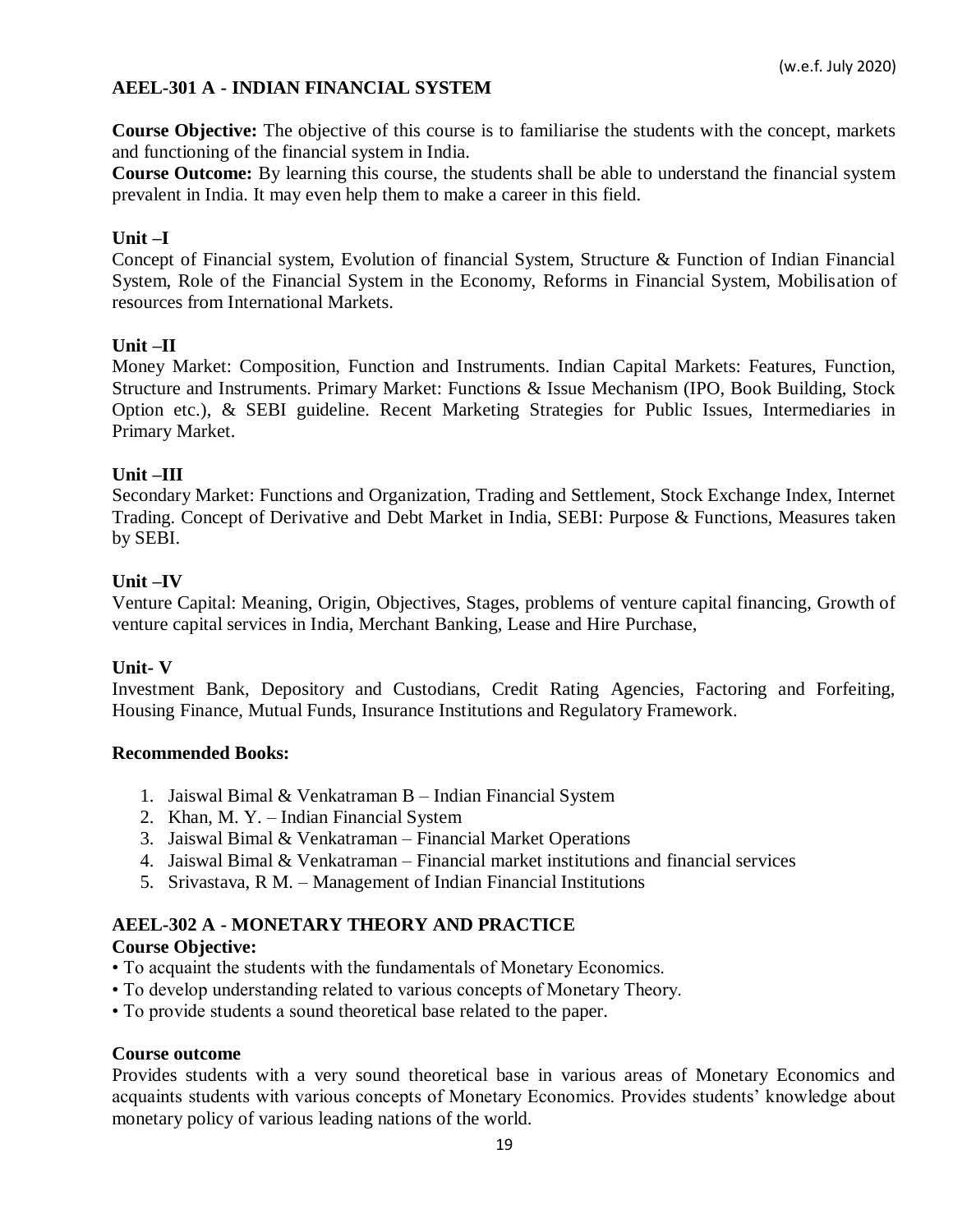(w.e.f. July 2020)

## AEEL-301 A - INDIAN FINANCIAL SYSTEM

**Course Objective:** The objective of this course is to familiarise the students with the concept, markets and functioning of the financial system in India.

**Course Outcome:** By learning this course, the students shall be able to understand the financial system prevalent in India. It may even help them to make a career in this field.

### Unit –I

Concept of Financial system, Evolution of financial System, Structure & Function of Indian Financial System, Role of the Financial System in the Economy, Reforms in Financial System, Mobilisation of resources from International Markets.

### Unit –II

Money Market: Composition, Function and Instruments. Indian Capital Markets: Features, Function, Structure and Instruments. Primary Market: Functions & Issue Mechanism (IPO, Book Building, Stock Option etc.), & SEBI guideline. Recent Marketing Strategies for Public Issues, Intermediaries in Primary Market.

### Unit –III

Secondary Market: Functions and Organization, Trading and Settlement, Stock Exchange Index, Internet Trading. Concept of Derivative and Debt Market in India, SEBI: Purpose & Functions, Measures taken by SEBI.

### Unit –IV

Venture Capital: Meaning, Origin, Objectives, Stages, problems of venture capital financing, Growth of venture capital services in India, Merchant Banking, Lease and Hire Purchase,

### Unit- V

Investment Bank, Depository and Custodians, Credit Rating Agencies, Factoring and Forfeiting, Housing Finance, Mutual Funds, Insurance Institutions and Regulatory Framework.

### Recommended Books:

1. Jaiswal Bimal & Venkatraman B – Indian Financial System
2. Khan, M. Y. – Indian Financial System
3. Jaiswal Bimal & Venkatraman – Financial Market Operations
4. Jaiswal Bimal & Venkatraman – Financial market institutions and financial services
5. Srivastava, R M. – Management of Indian Financial Institutions

## AEEL-302 A - MONETARY THEORY AND PRACTICE

**Course Objective:**

- To acquaint the students with the fundamentals of Monetary Economics.
- To develop understanding related to various concepts of Monetary Theory.
- To provide students a sound theoretical base related to the paper.

**Course outcome**

Provides students with a very sound theoretical base in various areas of Monetary Economics and acquaints students with various concepts of Monetary Economics. Provides students' knowledge about monetary policy of various leading nations of the world.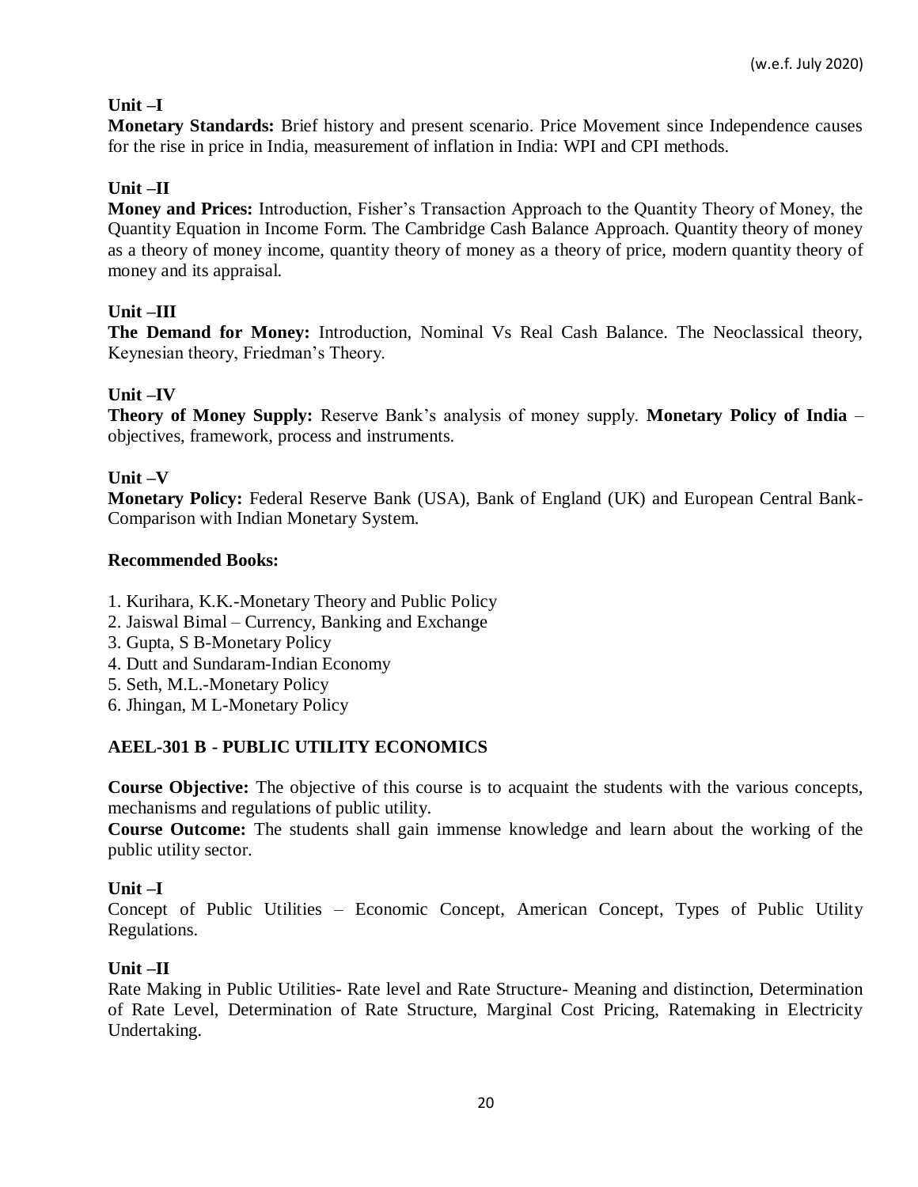(w.e.f. July 2020)

**Unit –I**

**Monetary Standards:** Brief history and present scenario. Price Movement since Independence causes for the rise in price in India, measurement of inflation in India: WPI and CPI methods.

**Unit –II**

**Money and Prices:** Introduction, Fisher's Transaction Approach to the Quantity Theory of Money, the Quantity Equation in Income Form. The Cambridge Cash Balance Approach. Quantity theory of money as a theory of money income, quantity theory of money as a theory of price, modern quantity theory of money and its appraisal.

**Unit –III**

**The Demand for Money:** Introduction, Nominal Vs Real Cash Balance. The Neoclassical theory, Keynesian theory, Friedman's Theory.

**Unit –IV**

**Theory of Money Supply:** Reserve Bank's analysis of money supply. **Monetary Policy of India** – objectives, framework, process and instruments.

**Unit –V**

**Monetary Policy:** Federal Reserve Bank (USA), Bank of England (UK) and European Central Bank-Comparison with Indian Monetary System.

**Recommended Books:**

1. Kurihara, K.K.-Monetary Theory and Public Policy
2. Jaiswal Bimal – Currency, Banking and Exchange
3. Gupta, S B-Monetary Policy
4. Dutt and Sundaram-Indian Economy
5. Seth, M.L.-Monetary Policy
6. Jhingan, M L-Monetary Policy

## AEEL-301 B - PUBLIC UTILITY ECONOMICS

**Course Objective:** The objective of this course is to acquaint the students with the various concepts, mechanisms and regulations of public utility.

**Course Outcome:** The students shall gain immense knowledge and learn about the working of the public utility sector.

**Unit –I**

Concept of Public Utilities – Economic Concept, American Concept, Types of Public Utility Regulations.

**Unit –II**

Rate Making in Public Utilities- Rate level and Rate Structure- Meaning and distinction, Determination of Rate Level, Determination of Rate Structure, Marginal Cost Pricing, Ratemaking in Electricity Undertaking.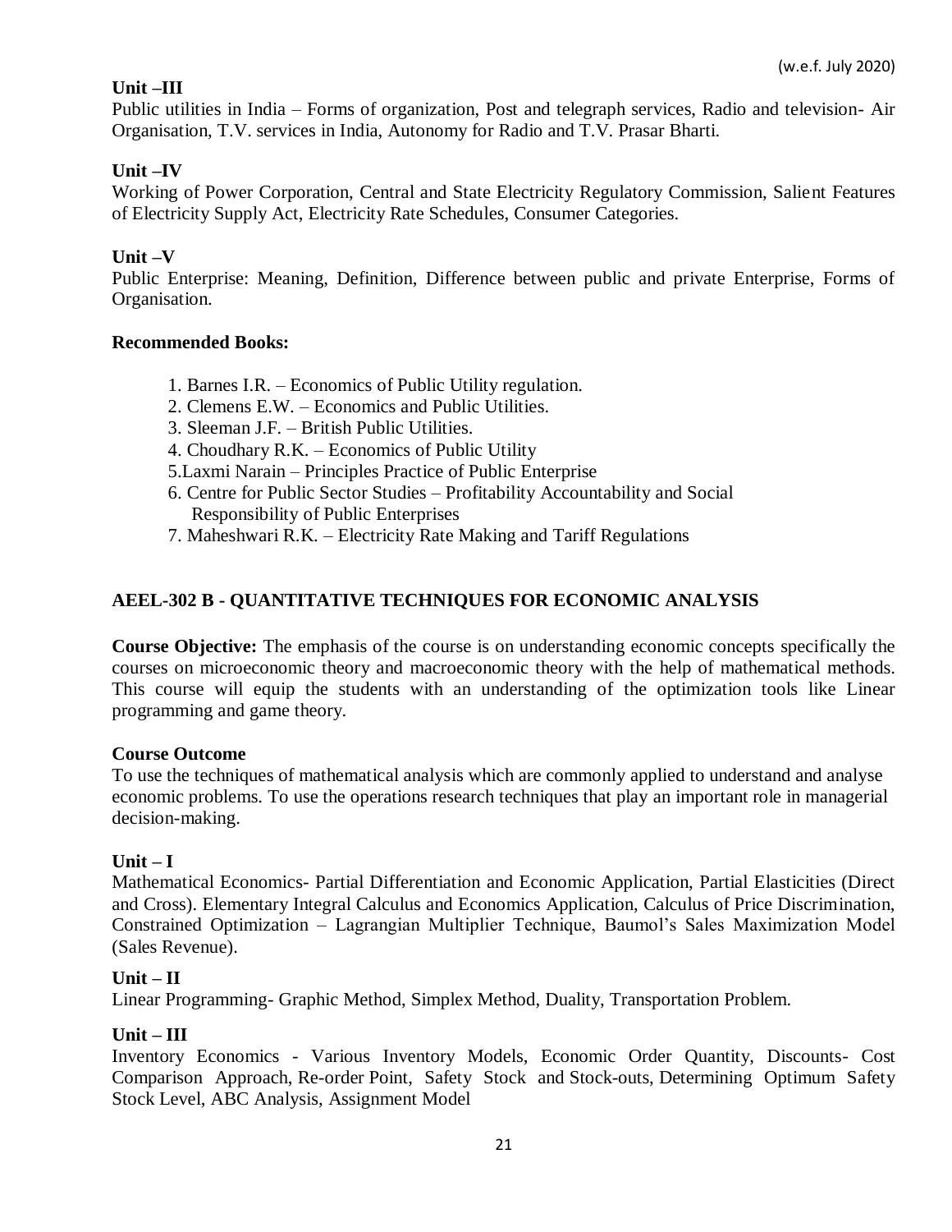(w.e.f. July 2020)

**Unit –III**

Public utilities in India – Forms of organization, Post and telegraph services, Radio and television- Air Organisation, T.V. services in India, Autonomy for Radio and T.V. Prasar Bharti.

**Unit –IV**

Working of Power Corporation, Central and State Electricity Regulatory Commission, Salient Features of Electricity Supply Act, Electricity Rate Schedules, Consumer Categories.

**Unit –V**

Public Enterprise: Meaning, Definition, Difference between public and private Enterprise, Forms of Organisation.

**Recommended Books:**

1. Barnes I.R. – Economics of Public Utility regulation.
2. Clemens E.W. – Economics and Public Utilities.
3. Sleeman J.F. – British Public Utilities.
4. Choudhary R.K. – Economics of Public Utility
5. Laxmi Narain – Principles Practice of Public Enterprise
6. Centre for Public Sector Studies – Profitability Accountability and Social Responsibility of Public Enterprises
7. Maheshwari R.K. – Electricity Rate Making and Tariff Regulations

## AEEL-302 B - QUANTITATIVE TECHNIQUES FOR ECONOMIC ANALYSIS

**Course Objective:** The emphasis of the course is on understanding economic concepts specifically the courses on microeconomic theory and macroeconomic theory with the help of mathematical methods. This course will equip the students with an understanding of the optimization tools like Linear programming and game theory.

**Course Outcome**

To use the techniques of mathematical analysis which are commonly applied to understand and analyse economic problems. To use the operations research techniques that play an important role in managerial decision-making.

**Unit – I**

Mathematical Economics- Partial Differentiation and Economic Application, Partial Elasticities (Direct and Cross). Elementary Integral Calculus and Economics Application, Calculus of Price Discrimination, Constrained Optimization – Lagrangian Multiplier Technique, Baumol's Sales Maximization Model (Sales Revenue).

**Unit – II**

Linear Programming- Graphic Method, Simplex Method, Duality, Transportation Problem.

**Unit – III**

Inventory Economics - Various Inventory Models, Economic Order Quantity, Discounts- Cost Comparison Approach, Re-order Point, Safety Stock and Stock-outs, Determining Optimum Safety Stock Level, ABC Analysis, Assignment Model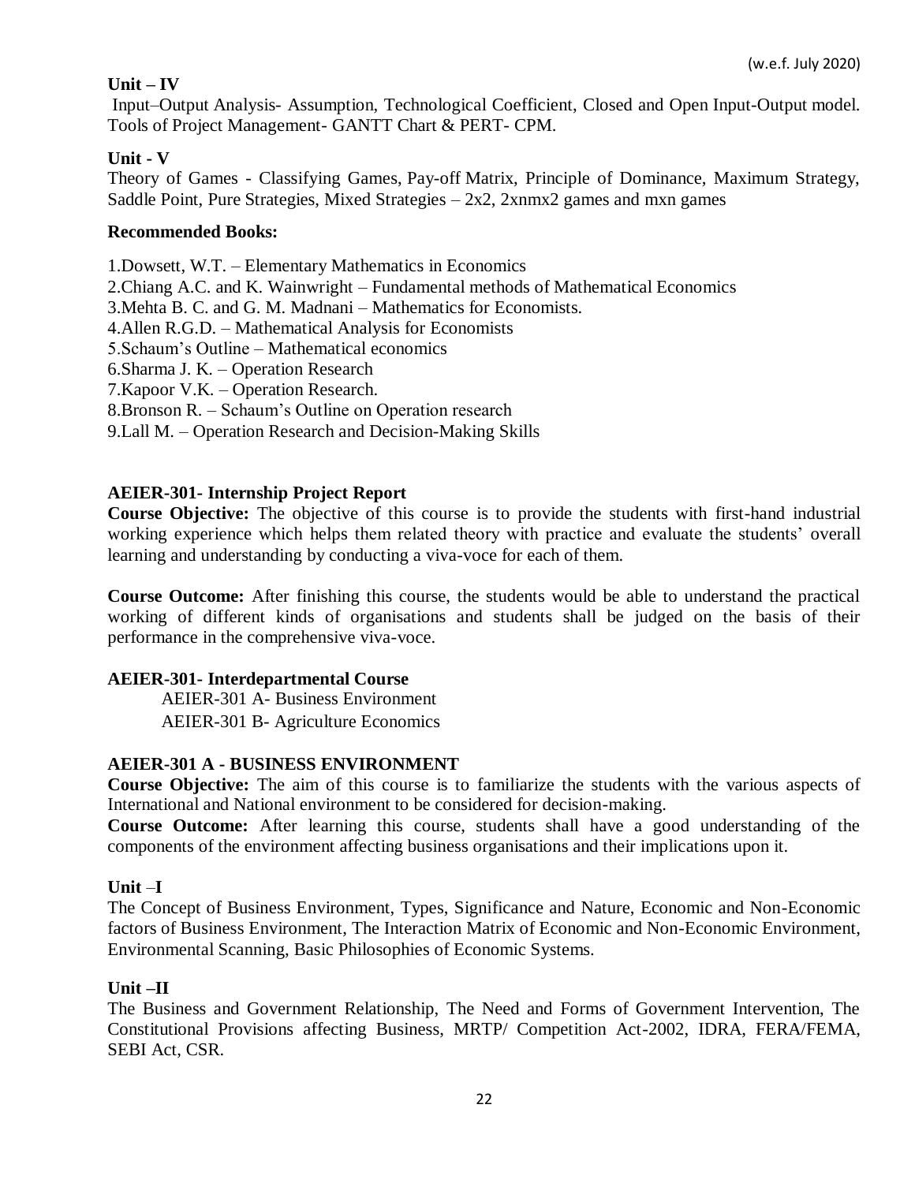**Unit – IV**

Input–Output Analysis- Assumption, Technological Coefficient, Closed and Open Input-Output model. Tools of Project Management- GANTT Chart & PERT- CPM.

**Unit - V**

Theory of Games - Classifying Games, Pay-off Matrix, Principle of Dominance, Maximum Strategy, Saddle Point, Pure Strategies, Mixed Strategies – 2x2, 2xnmx2 games and mxn games

**Recommended Books:**

1.Dowsett, W.T. – Elementary Mathematics in Economics
2.Chiang A.C. and K. Wainwright – Fundamental methods of Mathematical Economics
3.Mehta B. C. and G. M. Madnani – Mathematics for Economists.
4.Allen R.G.D. – Mathematical Analysis for Economists
5.Schaum's Outline – Mathematical economics
6.Sharma J. K. – Operation Research
7.Kapoor V.K. – Operation Research.
8.Bronson R. – Schaum's Outline on Operation research
9.Lall M. – Operation Research and Decision-Making Skills

**AEIER-301- Internship Project Report**

**Course Objective:** The objective of this course is to provide the students with first-hand industrial working experience which helps them related theory with practice and evaluate the students' overall learning and understanding by conducting a viva-voce for each of them.

**Course Outcome:** After finishing this course, the students would be able to understand the practical working of different kinds of organisations and students shall be judged on the basis of their performance in the comprehensive viva-voce.

**AEIER-301- Interdepartmental Course**

AEIER-301 A- Business Environment
AEIER-301 B- Agriculture Economics

**AEIER-301 A - BUSINESS ENVIRONMENT**

**Course Objective:** The aim of this course is to familiarize the students with the various aspects of International and National environment to be considered for decision-making.

**Course Outcome:** After learning this course, students shall have a good understanding of the components of the environment affecting business organisations and their implications upon it.

**Unit –I**

The Concept of Business Environment, Types, Significance and Nature, Economic and Non-Economic factors of Business Environment, The Interaction Matrix of Economic and Non-Economic Environment, Environmental Scanning, Basic Philosophies of Economic Systems.

**Unit –II**

The Business and Government Relationship, The Need and Forms of Government Intervention, The Constitutional Provisions affecting Business, MRTP/ Competition Act-2002, IDRA, FERA/FEMA, SEBI Act, CSR.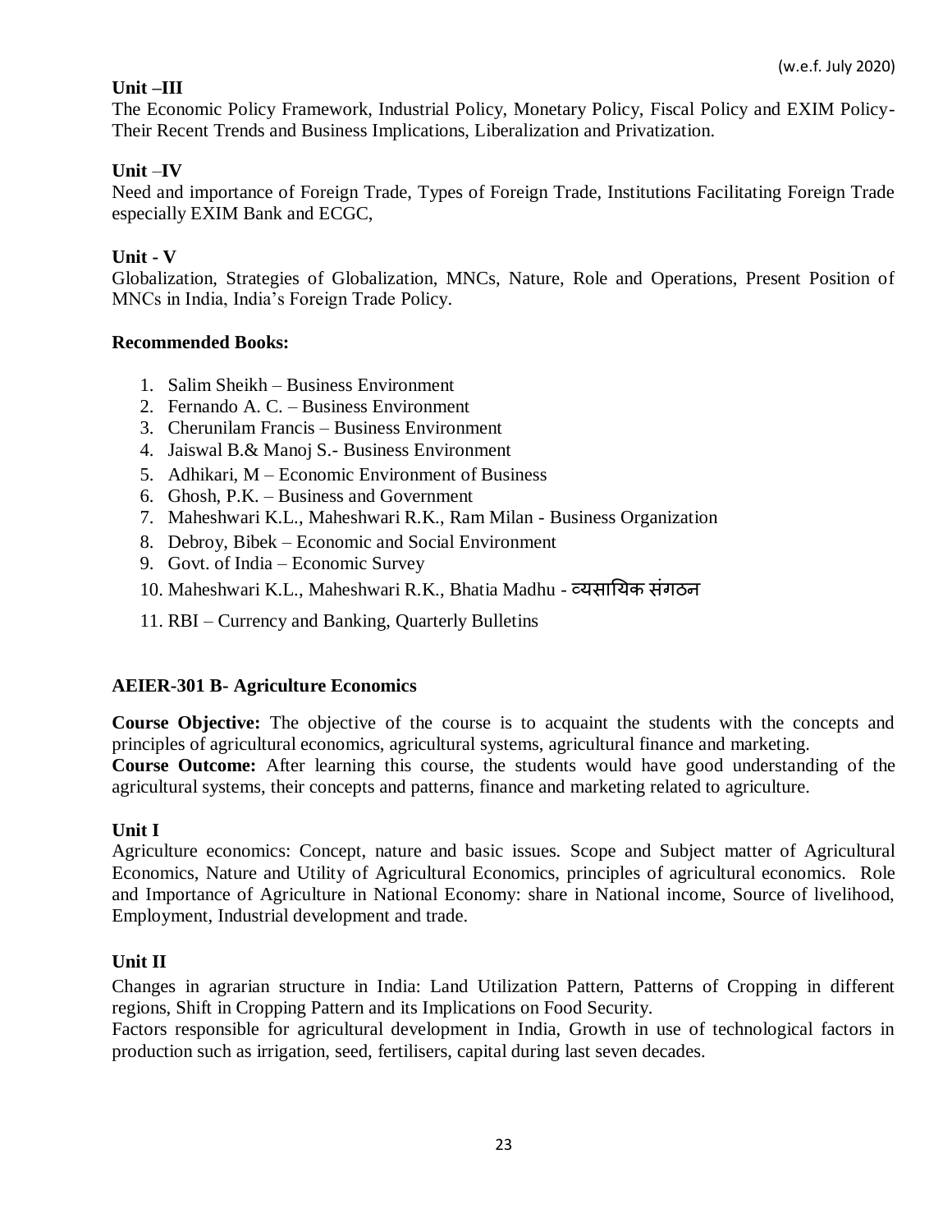**Unit –III**

The Economic Policy Framework, Industrial Policy, Monetary Policy, Fiscal Policy and EXIM Policy- Their Recent Trends and Business Implications, Liberalization and Privatization.

**Unit –IV**

Need and importance of Foreign Trade, Types of Foreign Trade, Institutions Facilitating Foreign Trade especially EXIM Bank and ECGC,

**Unit - V**

Globalization, Strategies of Globalization, MNCs, Nature, Role and Operations, Present Position of MNCs in India, India's Foreign Trade Policy.

**Recommended Books:**

1. Salim Sheikh – Business Environment
2. Fernando A. C. – Business Environment
3. Cherunilam Francis – Business Environment
4. Jaiswal B.& Manoj S.- Business Environment
5. Adhikari, M – Economic Environment of Business
6. Ghosh, P.K. – Business and Government
7. Maheshwari K.L., Maheshwari R.K., Ram Milan - Business Organization
8. Debroy, Bibek – Economic and Social Environment
9. Govt. of India – Economic Survey
10. Maheshwari K.L., Maheshwari R.K., Bhatia Madhu - व्यसायिक संगठन
11. RBI – Currency and Banking, Quarterly Bulletins

**AEIER-301 B- Agriculture Economics**

**Course Objective:** The objective of the course is to acquaint the students with the concepts and principles of agricultural economics, agricultural systems, agricultural finance and marketing.
**Course Outcome:** After learning this course, the students would have good understanding of the agricultural systems, their concepts and patterns, finance and marketing related to agriculture.

**Unit I**

Agriculture economics: Concept, nature and basic issues. Scope and Subject matter of Agricultural Economics, Nature and Utility of Agricultural Economics, principles of agricultural economics. Role and Importance of Agriculture in National Economy: share in National income, Source of livelihood, Employment, Industrial development and trade.

**Unit II**

Changes in agrarian structure in India: Land Utilization Pattern, Patterns of Cropping in different regions, Shift in Cropping Pattern and its Implications on Food Security.
Factors responsible for agricultural development in India, Growth in use of technological factors in production such as irrigation, seed, fertilisers, capital during last seven decades.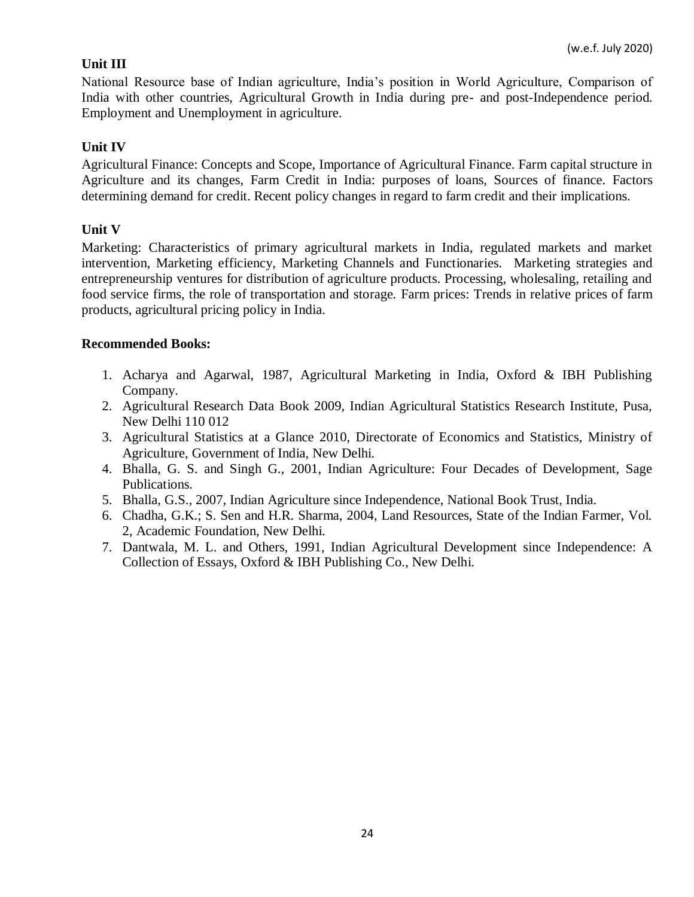**Unit III**

National Resource base of Indian agriculture, India's position in World Agriculture, Comparison of India with other countries, Agricultural Growth in India during pre- and post-Independence period. Employment and Unemployment in agriculture.

**Unit IV**

Agricultural Finance: Concepts and Scope, Importance of Agricultural Finance. Farm capital structure in Agriculture and its changes, Farm Credit in India: purposes of loans, Sources of finance. Factors determining demand for credit. Recent policy changes in regard to farm credit and their implications.

**Unit V**

Marketing: Characteristics of primary agricultural markets in India, regulated markets and market intervention, Marketing efficiency, Marketing Channels and Functionaries. Marketing strategies and entrepreneurship ventures for distribution of agriculture products. Processing, wholesaling, retailing and food service firms, the role of transportation and storage. Farm prices: Trends in relative prices of farm products, agricultural pricing policy in India.

**Recommended Books:**

1. Acharya and Agarwal, 1987, Agricultural Marketing in India, Oxford & IBH Publishing Company.
2. Agricultural Research Data Book 2009, Indian Agricultural Statistics Research Institute, Pusa, New Delhi 110 012
3. Agricultural Statistics at a Glance 2010, Directorate of Economics and Statistics, Ministry of Agriculture, Government of India, New Delhi.
4. Bhalla, G. S. and Singh G., 2001, Indian Agriculture: Four Decades of Development, Sage Publications.
5. Bhalla, G.S., 2007, Indian Agriculture since Independence, National Book Trust, India.
6. Chadha, G.K.; S. Sen and H.R. Sharma, 2004, Land Resources, State of the Indian Farmer, Vol. 2, Academic Foundation, New Delhi.
7. Dantwala, M. L. and Others, 1991, Indian Agricultural Development since Independence: A Collection of Essays, Oxford & IBH Publishing Co., New Delhi.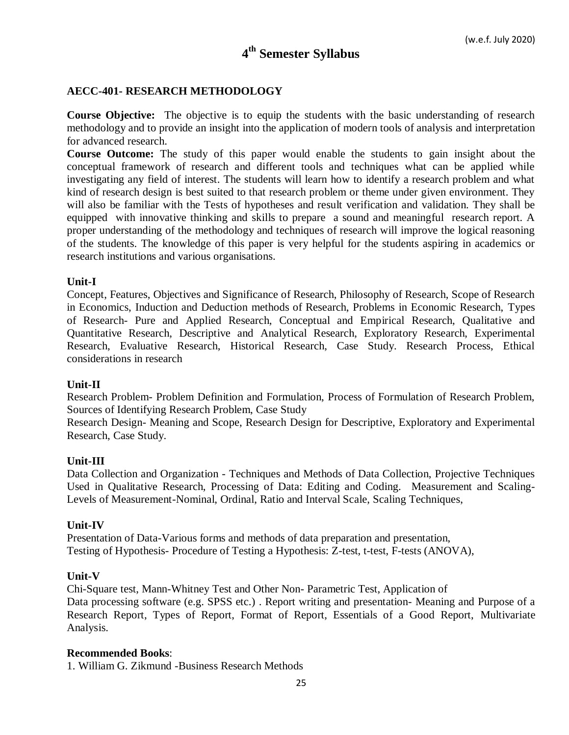(w.e.f. July 2020)

# 4th Semester Syllabus

## AECC-401- RESEARCH METHODOLOGY

**Course Objective:** The objective is to equip the students with the basic understanding of research methodology and to provide an insight into the application of modern tools of analysis and interpretation for advanced research.

**Course Outcome:** The study of this paper would enable the students to gain insight about the conceptual framework of research and different tools and techniques what can be applied while investigating any field of interest. The students will learn how to identify a research problem and what kind of research design is best suited to that research problem or theme under given environment. They will also be familiar with the Tests of hypotheses and result verification and validation. They shall be equipped with innovative thinking and skills to prepare a sound and meaningful research report. A proper understanding of the methodology and techniques of research will improve the logical reasoning of the students. The knowledge of this paper is very helpful for the students aspiring in academics or research institutions and various organisations.

### Unit-I

Concept, Features, Objectives and Significance of Research, Philosophy of Research, Scope of Research in Economics, Induction and Deduction methods of Research, Problems in Economic Research, Types of Research- Pure and Applied Research, Conceptual and Empirical Research, Qualitative and Quantitative Research, Descriptive and Analytical Research, Exploratory Research, Experimental Research, Evaluative Research, Historical Research, Case Study. Research Process, Ethical considerations in research

### Unit-II

Research Problem- Problem Definition and Formulation, Process of Formulation of Research Problem, Sources of Identifying Research Problem, Case Study

Research Design- Meaning and Scope, Research Design for Descriptive, Exploratory and Experimental Research, Case Study.

### Unit-III

Data Collection and Organization - Techniques and Methods of Data Collection, Projective Techniques Used in Qualitative Research, Processing of Data: Editing and Coding. Measurement and Scaling-Levels of Measurement-Nominal, Ordinal, Ratio and Interval Scale, Scaling Techniques,

### Unit-IV

Presentation of Data-Various forms and methods of data preparation and presentation,

Testing of Hypothesis- Procedure of Testing a Hypothesis: Z-test, t-test, F-tests (ANOVA),

### Unit-V

Chi-Square test, Mann-Whitney Test and Other Non- Parametric Test, Application of

Data processing software (e.g. SPSS etc.) . Report writing and presentation- Meaning and Purpose of a Research Report, Types of Report, Format of Report, Essentials of a Good Report, Multivariate Analysis.

**Recommended Books**:

1. William G. Zikmund -Business Research Methods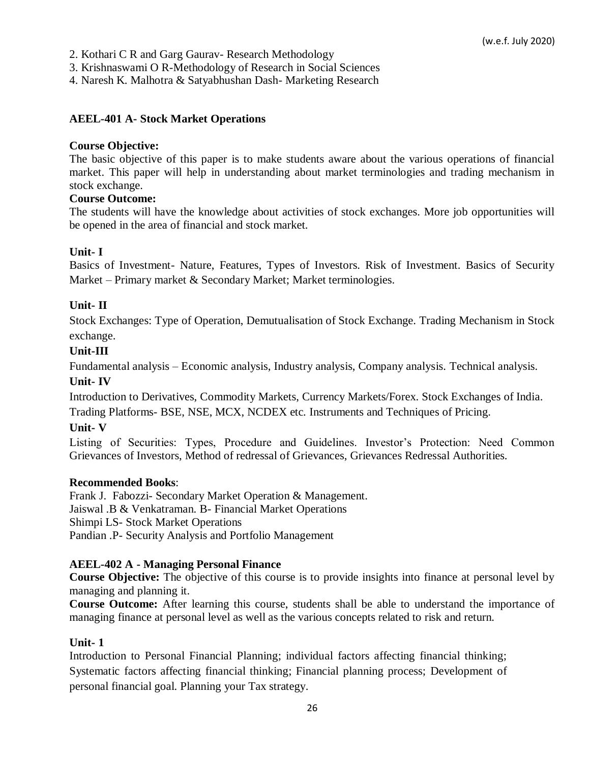2. Kothari C R and Garg Gaurav- Research Methodology
3. Krishnaswami O R-Methodology of Research in Social Sciences
4. Naresh K. Malhotra & Satyabhushan Dash- Marketing Research

### AEEL-401 A- Stock Market Operations

**Course Objective:**
The basic objective of this paper is to make students aware about the various operations of financial market. This paper will help in understanding about market terminologies and trading mechanism in stock exchange.

**Course Outcome:**
The students will have the knowledge about activities of stock exchanges. More job opportunities will be opened in the area of financial and stock market.

**Unit- I**

Basics of Investment- Nature, Features, Types of Investors. Risk of Investment. Basics of Security Market – Primary market & Secondary Market; Market terminologies.

**Unit- II**

Stock Exchanges: Type of Operation, Demutualisation of Stock Exchange. Trading Mechanism in Stock exchange.

**Unit-III**

Fundamental analysis – Economic analysis, Industry analysis, Company analysis. Technical analysis.

**Unit- IV**

Introduction to Derivatives, Commodity Markets, Currency Markets/Forex. Stock Exchanges of India. Trading Platforms- BSE, NSE, MCX, NCDEX etc. Instruments and Techniques of Pricing.

**Unit- V**

Listing of Securities: Types, Procedure and Guidelines. Investor's Protection: Need Common Grievances of Investors, Method of redressal of Grievances, Grievances Redressal Authorities.

**Recommended Books**:

Frank J. Fabozzi- Secondary Market Operation & Management.
Jaiswal .B & Venkatraman. B- Financial Market Operations
Shimpi LS- Stock Market Operations
Pandian .P- Security Analysis and Portfolio Management

### AEEL-402 A - Managing Personal Finance

**Course Objective:** The objective of this course is to provide insights into finance at personal level by managing and planning it.

**Course Outcome:** After learning this course, students shall be able to understand the importance of managing finance at personal level as well as the various concepts related to risk and return.

**Unit- 1**

Introduction to Personal Financial Planning; individual factors affecting financial thinking; Systematic factors affecting financial thinking; Financial planning process; Development of personal financial goal. Planning your Tax strategy.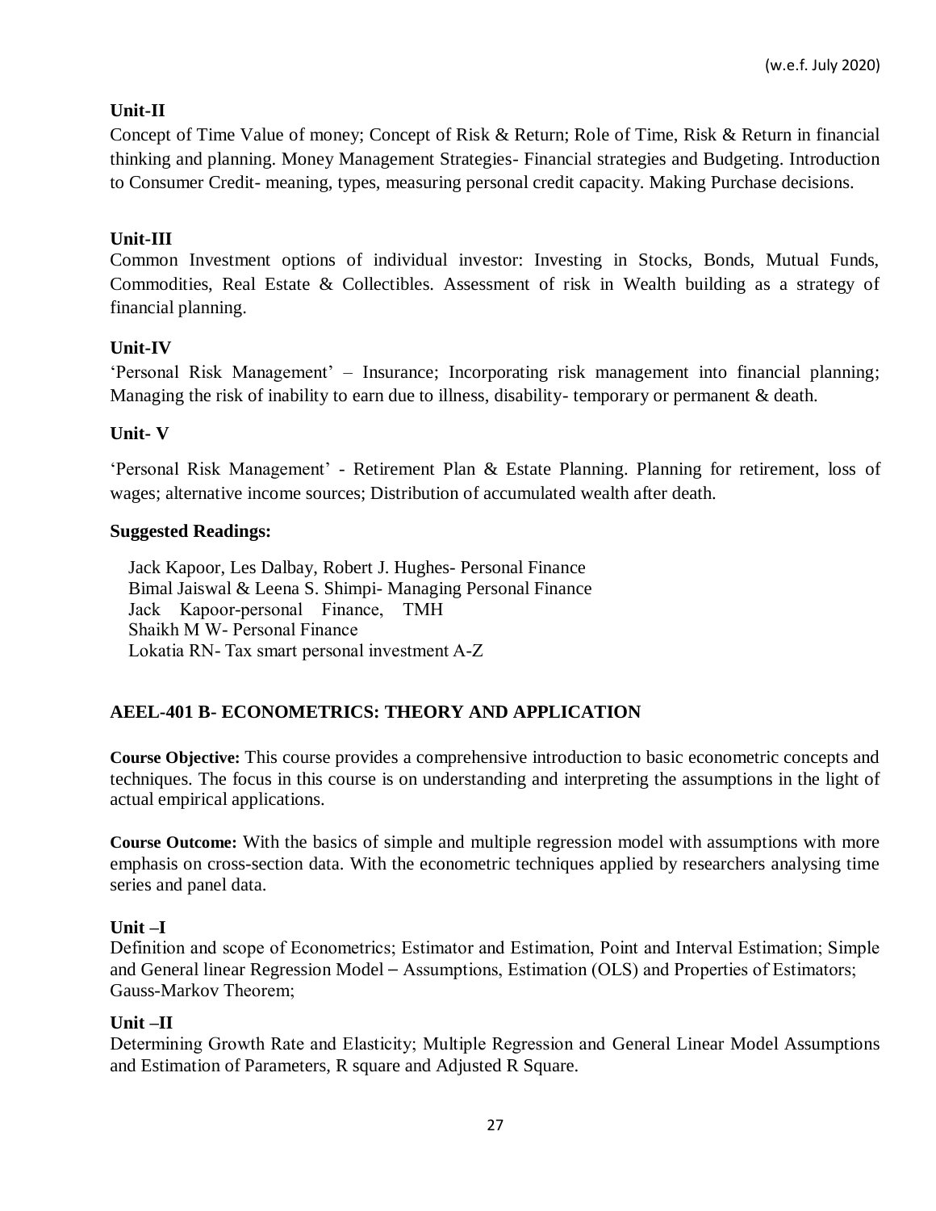### Unit-II

Concept of Time Value of money; Concept of Risk & Return; Role of Time, Risk & Return in financial thinking and planning. Money Management Strategies- Financial strategies and Budgeting. Introduction to Consumer Credit- meaning, types, measuring personal credit capacity. Making Purchase decisions.

### Unit-III

Common Investment options of individual investor: Investing in Stocks, Bonds, Mutual Funds, Commodities, Real Estate & Collectibles. Assessment of risk in Wealth building as a strategy of financial planning.

### Unit-IV

'Personal Risk Management' – Insurance; Incorporating risk management into financial planning; Managing the risk of inability to earn due to illness, disability- temporary or permanent & death.

### Unit- V

'Personal Risk Management' - Retirement Plan & Estate Planning. Planning for retirement, loss of wages; alternative income sources; Distribution of accumulated wealth after death.

### Suggested Readings:

Jack Kapoor, Les Dalbay, Robert J. Hughes- Personal Finance
Bimal Jaiswal & Leena S. Shimpi- Managing Personal Finance
Jack Kapoor-personal Finance, TMH
Shaikh M W- Personal Finance
Lokatia RN- Tax smart personal investment A-Z

## AEEL-401 B- ECONOMETRICS: THEORY AND APPLICATION

**Course Objective:** This course provides a comprehensive introduction to basic econometric concepts and techniques. The focus in this course is on understanding and interpreting the assumptions in the light of actual empirical applications.

**Course Outcome:** With the basics of simple and multiple regression model with assumptions with more emphasis on cross-section data. With the econometric techniques applied by researchers analysing time series and panel data.

### Unit –I

Definition and scope of Econometrics; Estimator and Estimation, Point and Interval Estimation; Simple and General linear Regression Model – Assumptions, Estimation (OLS) and Properties of Estimators; Gauss-Markov Theorem;

### Unit –II

Determining Growth Rate and Elasticity; Multiple Regression and General Linear Model Assumptions and Estimation of Parameters, R square and Adjusted R Square.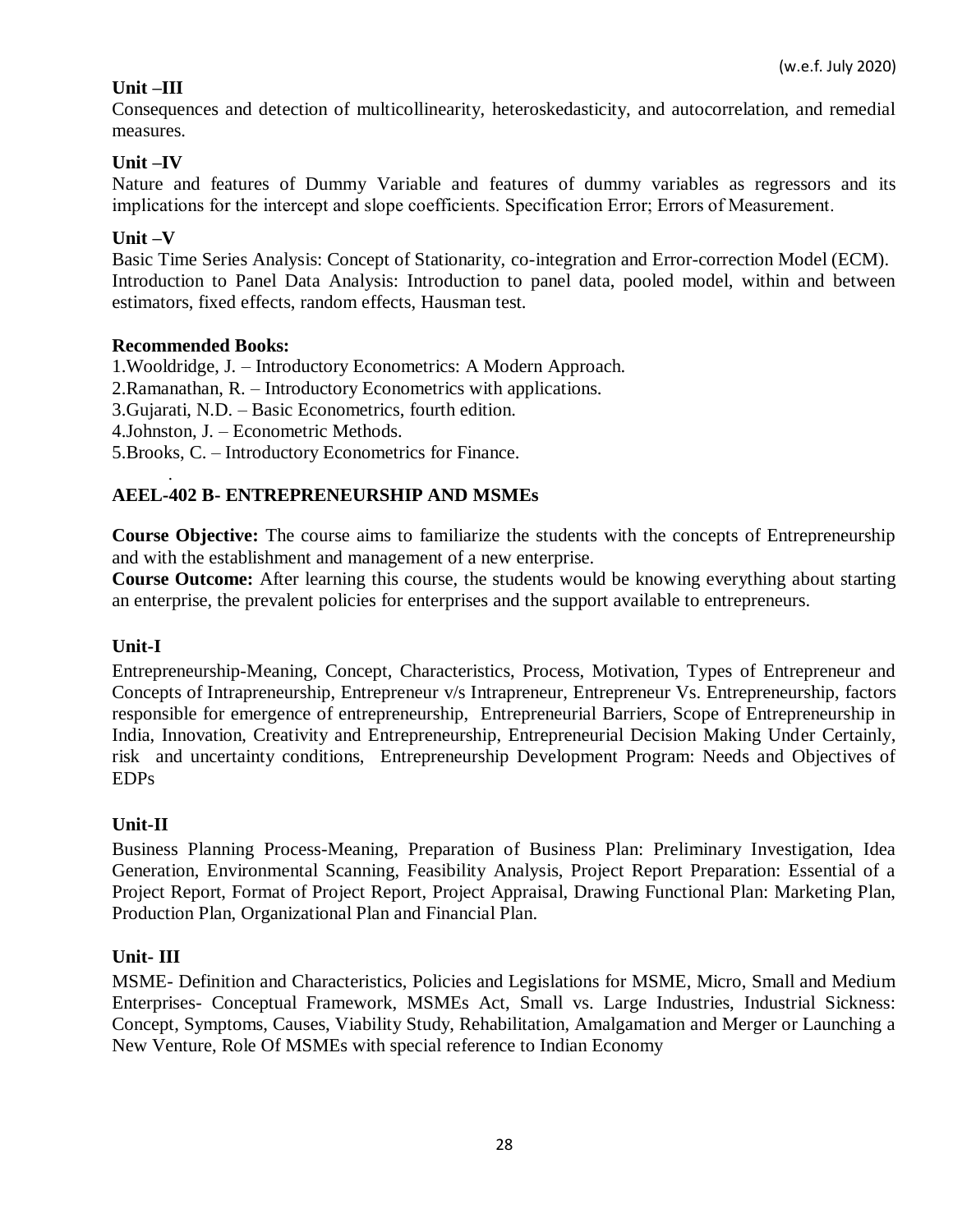**Unit –III**

Consequences and detection of multicollinearity, heteroskedasticity, and autocorrelation, and remedial measures.

**Unit –IV**

Nature and features of Dummy Variable and features of dummy variables as regressors and its implications for the intercept and slope coefficients. Specification Error; Errors of Measurement.

**Unit –V**

Basic Time Series Analysis: Concept of Stationarity, co-integration and Error-correction Model (ECM).
Introduction to Panel Data Analysis: Introduction to panel data, pooled model, within and between estimators, fixed effects, random effects, Hausman test.

**Recommended Books:**

1.Wooldridge, J. – Introductory Econometrics: A Modern Approach.
2.Ramanathan, R. – Introductory Econometrics with applications.
3.Gujarati, N.D. – Basic Econometrics, fourth edition.
4.Johnston, J. – Econometric Methods.
5.Brooks, C. – Introductory Econometrics for Finance.

## AEEL-402 B- ENTREPRENEURSHIP AND MSMEs

**Course Objective:** The course aims to familiarize the students with the concepts of Entrepreneurship and with the establishment and management of a new enterprise.

**Course Outcome:** After learning this course, the students would be knowing everything about starting an enterprise, the prevalent policies for enterprises and the support available to entrepreneurs.

**Unit-I**

Entrepreneurship-Meaning, Concept, Characteristics, Process, Motivation, Types of Entrepreneur and Concepts of Intrapreneurship, Entrepreneur v/s Intrapreneur, Entrepreneur Vs. Entrepreneurship, factors responsible for emergence of entrepreneurship, Entrepreneurial Barriers, Scope of Entrepreneurship in India, Innovation, Creativity and Entrepreneurship, Entrepreneurial Decision Making Under Certainly, risk and uncertainty conditions, Entrepreneurship Development Program: Needs and Objectives of EDPs

**Unit-II**

Business Planning Process-Meaning, Preparation of Business Plan: Preliminary Investigation, Idea Generation, Environmental Scanning, Feasibility Analysis, Project Report Preparation: Essential of a Project Report, Format of Project Report, Project Appraisal, Drawing Functional Plan: Marketing Plan, Production Plan, Organizational Plan and Financial Plan.

**Unit- III**

MSME- Definition and Characteristics, Policies and Legislations for MSME, Micro, Small and Medium Enterprises- Conceptual Framework, MSMEs Act, Small vs. Large Industries, Industrial Sickness: Concept, Symptoms, Causes, Viability Study, Rehabilitation, Amalgamation and Merger or Launching a New Venture, Role Of MSMEs with special reference to Indian Economy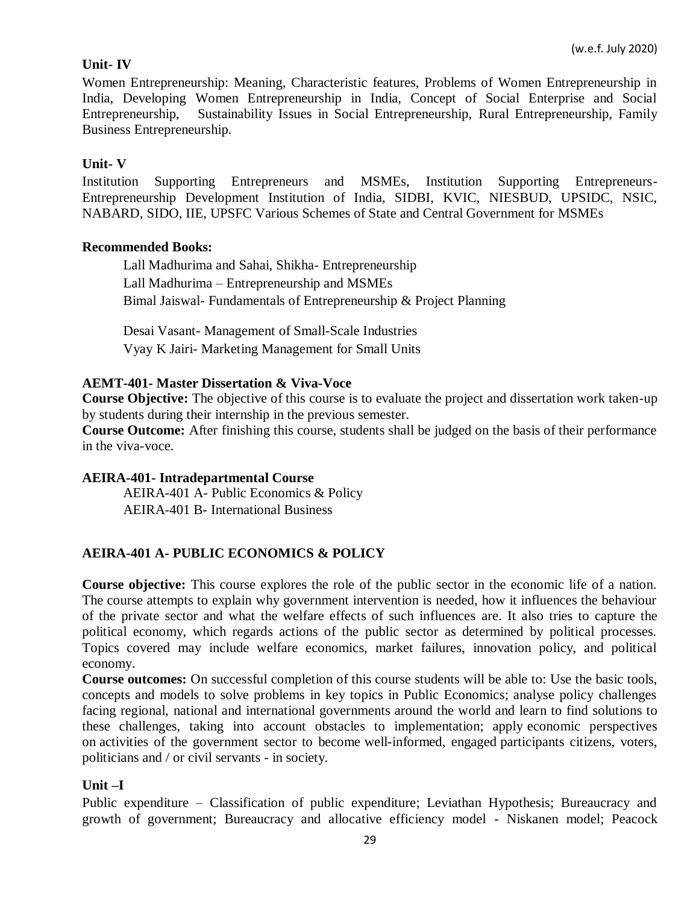### Unit- IV

Women Entrepreneurship: Meaning, Characteristic features, Problems of Women Entrepreneurship in India, Developing Women Entrepreneurship in India, Concept of Social Enterprise and Social Entrepreneurship, Sustainability Issues in Social Entrepreneurship, Rural Entrepreneurship, Family Business Entrepreneurship.

### Unit- V

Institution Supporting Entrepreneurs and MSMEs, Institution Supporting Entrepreneurs-Entrepreneurship Development Institution of India, SIDBI, KVIC, NIESBUD, UPSIDC, NSIC, NABARD, SIDO, IIE, UPSFC Various Schemes of State and Central Government for MSMEs

**Recommended Books:**

Lall Madhurima and Sahai, Shikha- Entrepreneurship
Lall Madhurima – Entrepreneurship and MSMEs
Bimal Jaiswal- Fundamentals of Entrepreneurship & Project Planning

Desai Vasant- Management of Small-Scale Industries
Vyay K Jairi- Marketing Management for Small Units

## AEMT-401- Master Dissertation & Viva-Voce

**Course Objective:** The objective of this course is to evaluate the project and dissertation work taken-up by students during their internship in the previous semester.
**Course Outcome:** After finishing this course, students shall be judged on the basis of their performance in the viva-voce.

## AEIRA-401- Intradepartmental Course

AEIRA-401 A- Public Economics & Policy
AEIRA-401 B- International Business

## AEIRA-401 A- PUBLIC ECONOMICS & POLICY

**Course objective:** This course explores the role of the public sector in the economic life of a nation. The course attempts to explain why government intervention is needed, how it influences the behaviour of the private sector and what the welfare effects of such influences are. It also tries to capture the political economy, which regards actions of the public sector as determined by political processes. Topics covered may include welfare economics, market failures, innovation policy, and political economy.
**Course outcomes:** On successful completion of this course students will be able to: Use the basic tools, concepts and models to solve problems in key topics in Public Economics; analyse policy challenges facing regional, national and international governments around the world and learn to find solutions to these challenges, taking into account obstacles to implementation; apply economic perspectives on activities of the government sector to become well-informed, engaged participants citizens, voters, politicians and / or civil servants - in society.

### Unit –I

Public expenditure – Classification of public expenditure; Leviathan Hypothesis; Bureaucracy and growth of government; Bureaucracy and allocative efficiency model - Niskanen model; Peacock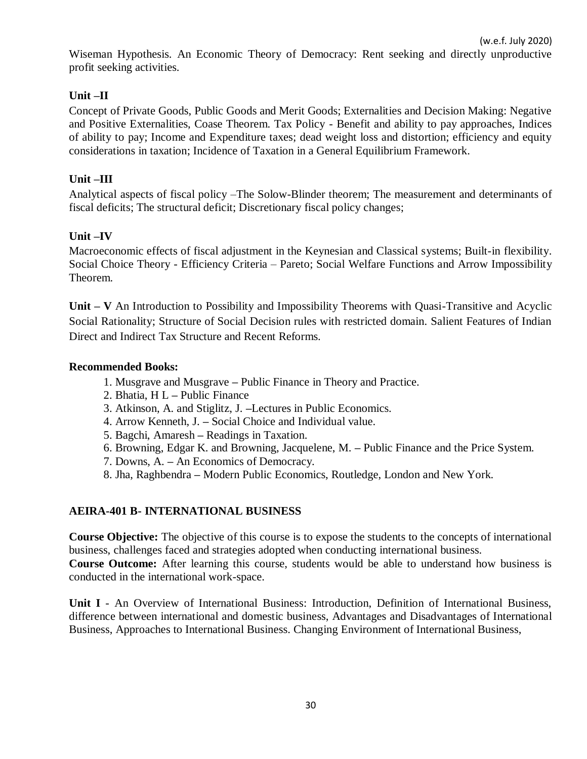Wiseman Hypothesis. An Economic Theory of Democracy: Rent seeking and directly unproductive profit seeking activities.

**Unit –II**

Concept of Private Goods, Public Goods and Merit Goods; Externalities and Decision Making: Negative and Positive Externalities, Coase Theorem. Tax Policy - Benefit and ability to pay approaches, Indices of ability to pay; Income and Expenditure taxes; dead weight loss and distortion; efficiency and equity considerations in taxation; Incidence of Taxation in a General Equilibrium Framework.

**Unit –III**

Analytical aspects of fiscal policy –The Solow-Blinder theorem; The measurement and determinants of fiscal deficits; The structural deficit; Discretionary fiscal policy changes;

**Unit –IV**

Macroeconomic effects of fiscal adjustment in the Keynesian and Classical systems; Built-in flexibility. Social Choice Theory - Efficiency Criteria – Pareto; Social Welfare Functions and Arrow Impossibility Theorem.

**Unit – V** An Introduction to Possibility and Impossibility Theorems with Quasi-Transitive and Acyclic Social Rationality; Structure of Social Decision rules with restricted domain. Salient Features of Indian Direct and Indirect Tax Structure and Recent Reforms.

**Recommended Books:**

1. Musgrave and Musgrave – Public Finance in Theory and Practice.
2. Bhatia, H L – Public Finance
3. Atkinson, A. and Stiglitz, J. –Lectures in Public Economics.
4. Arrow Kenneth, J. – Social Choice and Individual value.
5. Bagchi, Amaresh – Readings in Taxation.
6. Browning, Edgar K. and Browning, Jacquelene, M. – Public Finance and the Price System.
7. Downs, A. – An Economics of Democracy.
8. Jha, Raghbendra – Modern Public Economics, Routledge, London and New York.

## AEIRA-401 B- INTERNATIONAL BUSINESS

**Course Objective:** The objective of this course is to expose the students to the concepts of international business, challenges faced and strategies adopted when conducting international business.

**Course Outcome:** After learning this course, students would be able to understand how business is conducted in the international work-space.

**Unit I** - An Overview of International Business: Introduction, Definition of International Business, difference between international and domestic business, Advantages and Disadvantages of International Business, Approaches to International Business. Changing Environment of International Business,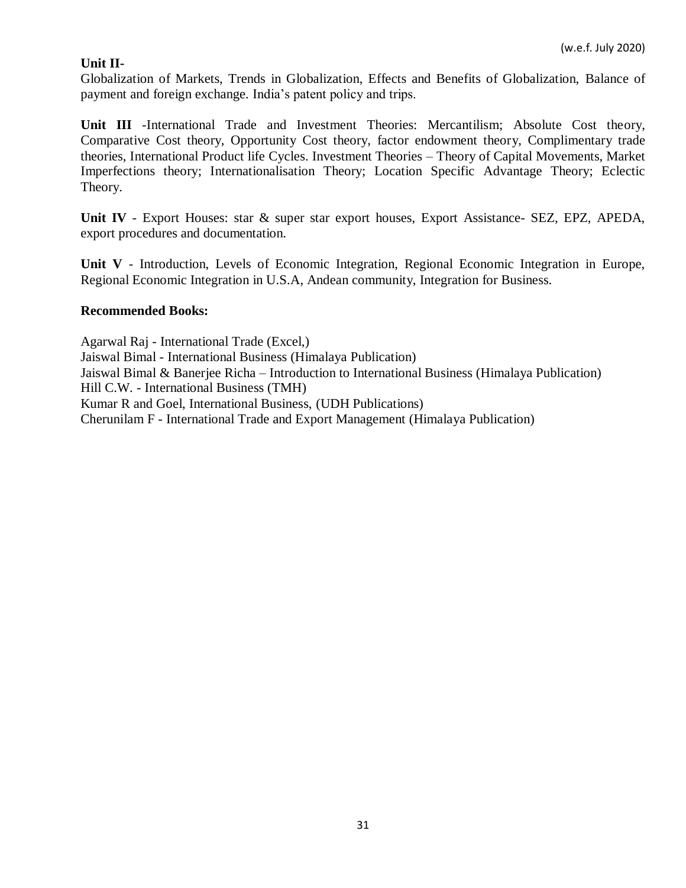**Unit II-**

Globalization of Markets, Trends in Globalization, Effects and Benefits of Globalization, Balance of payment and foreign exchange. India's patent policy and trips.

**Unit III** -International Trade and Investment Theories: Mercantilism; Absolute Cost theory, Comparative Cost theory, Opportunity Cost theory, factor endowment theory, Complimentary trade theories, International Product life Cycles. Investment Theories – Theory of Capital Movements, Market Imperfections theory; Internationalisation Theory; Location Specific Advantage Theory; Eclectic Theory.

**Unit IV** - Export Houses: star & super star export houses, Export Assistance- SEZ, EPZ, APEDA, export procedures and documentation.

**Unit V** - Introduction, Levels of Economic Integration, Regional Economic Integration in Europe, Regional Economic Integration in U.S.A, Andean community, Integration for Business.

**Recommended Books:**

Agarwal Raj - International Trade (Excel,)
Jaiswal Bimal - International Business (Himalaya Publication)
Jaiswal Bimal & Banerjee Richa – Introduction to International Business (Himalaya Publication)
Hill C.W. - International Business (TMH)
Kumar R and Goel, International Business, (UDH Publications)
Cherunilam F - International Trade and Export Management (Himalaya Publication)